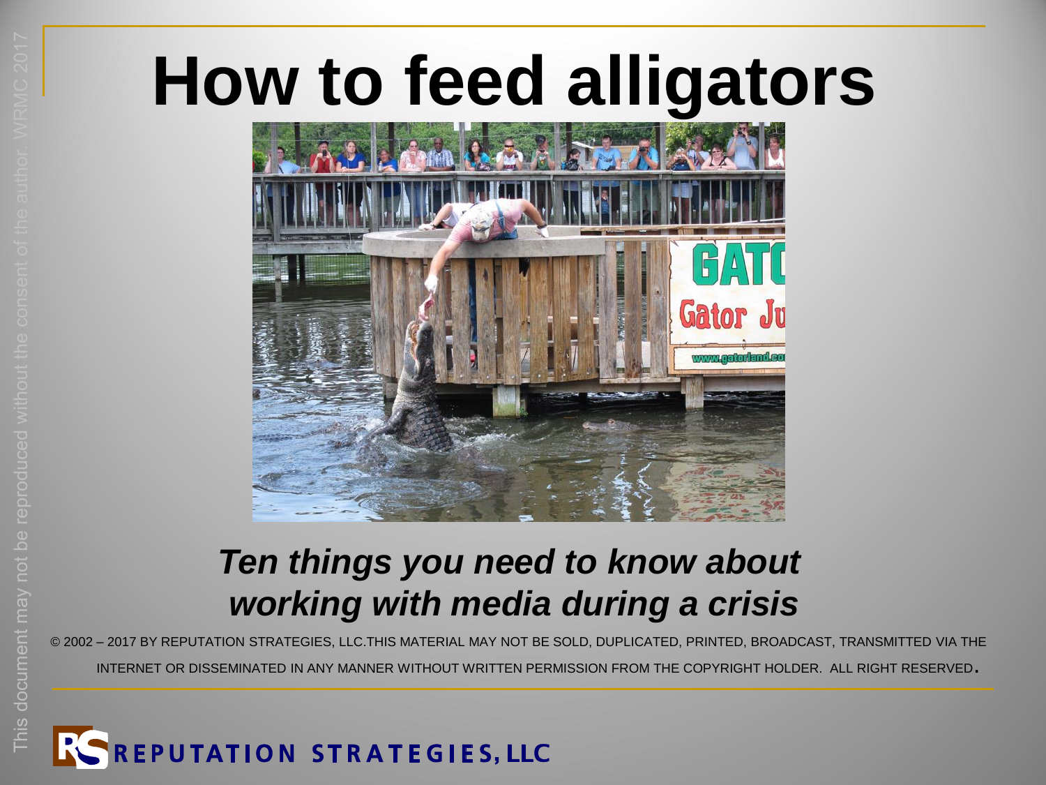# How to feed alligators

***Ten things you need to know about working with media during a crisis***

© 2002 – 2017 BY REPUTATION STRATEGIES, LLC.THIS MATERIAL MAY NOT BE SOLD, DUPLICATED, PRINTED, BROADCAST, TRANSMITTED VIA THE INTERNET OR DISSEMINATED IN ANY MANNER WITHOUT WRITTEN PERMISSION FROM THE COPYRIGHT HOLDER. ALL RIGHT RESERVED.

REPUTATION STRATEGIES, LLC

This document may not be reproduced without the consent of the author. WRMC 2017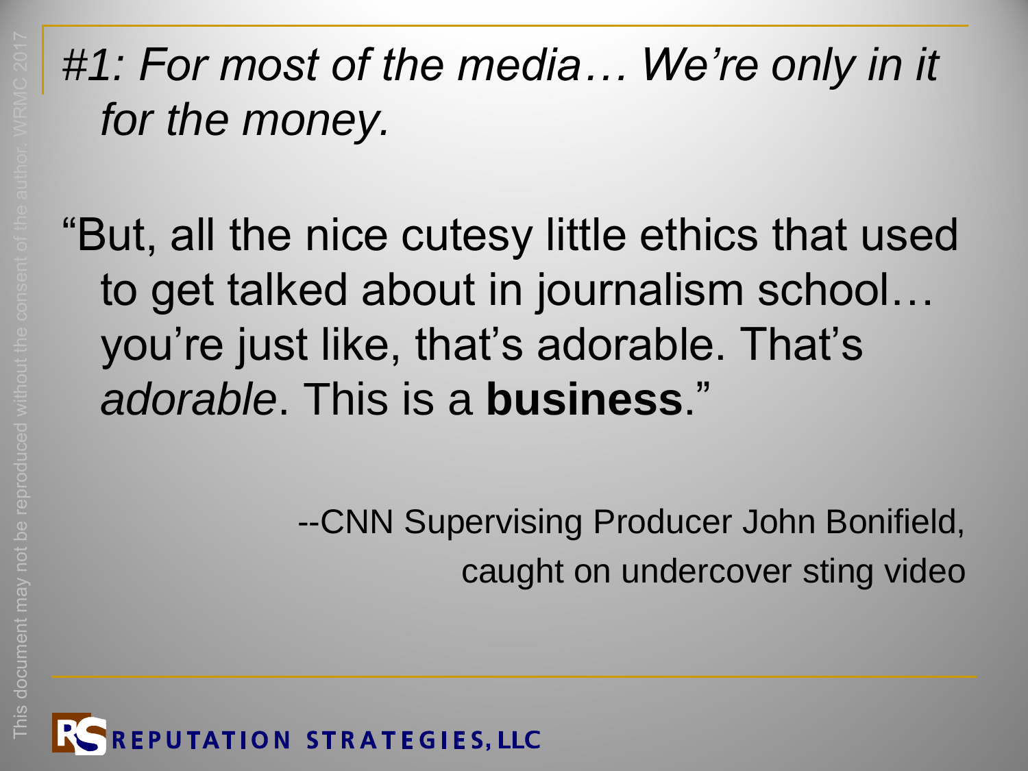# *#1: For most of the media… We're only in it for the money.*

"But, all the nice cutesy little ethics that used to get talked about in journalism school… you're just like, that's adorable. That's *adorable*. This is a **business**."

--CNN Supervising Producer John Bonifield, caught on undercover sting video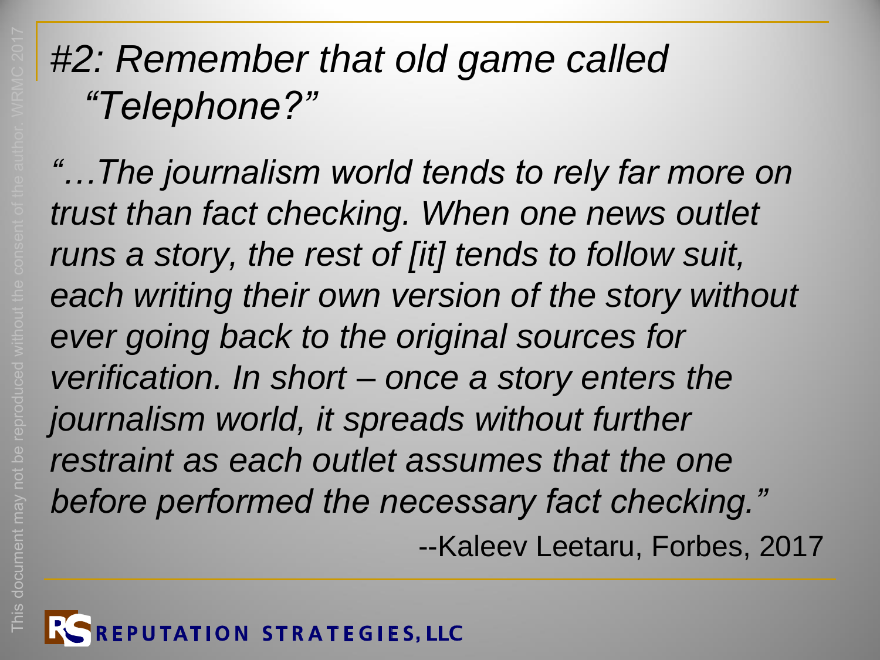# *#2: Remember that old game called "Telephone?"*

*"…The journalism world tends to rely far more on trust than fact checking. When one news outlet runs a story, the rest of [it] tends to follow suit, each writing their own version of the story without ever going back to the original sources for verification. In short – once a story enters the journalism world, it spreads without further restraint as each outlet assumes that the one before performed the necessary fact checking."*

--Kaleev Leetaru, Forbes, 2017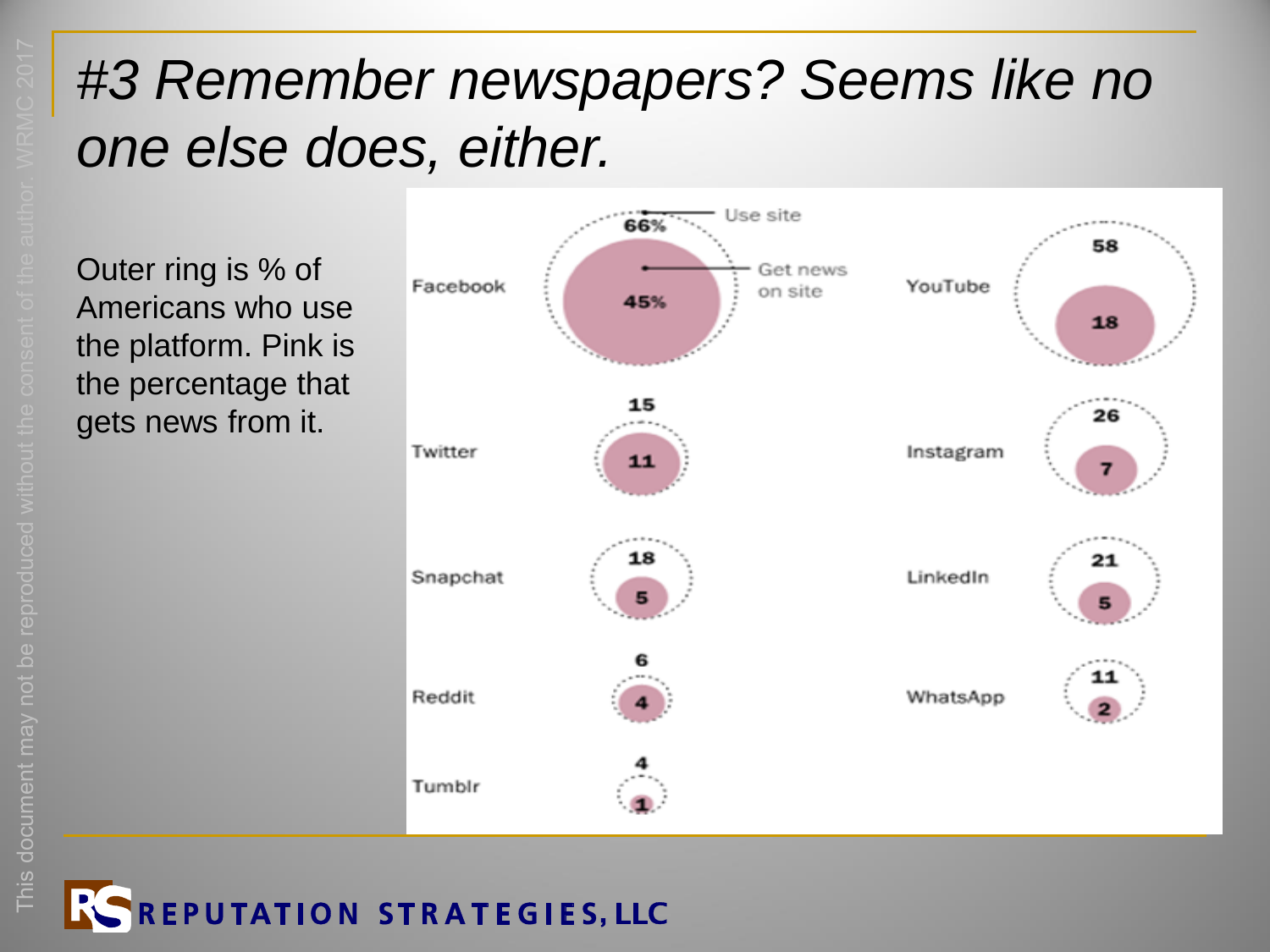# #3 Remember newspapers? Seems like no one else does, either.

Outer ring is % of Americans who use the platform. Pink is the percentage that gets news from it.

| Platform | Use site | Get news on site |
|---|---|---|
| Facebook | 66% | 45% |
| YouTube | 58 | 18 |
| Twitter | 15 | 11 |
| Instagram | 26 | 7 |
| Snapchat | 18 | 5 |
| LinkedIn | 21 | 5 |
| Reddit | 6 | 4 |
| WhatsApp | 11 | 2 |
| Tumblr | 4 | 1 |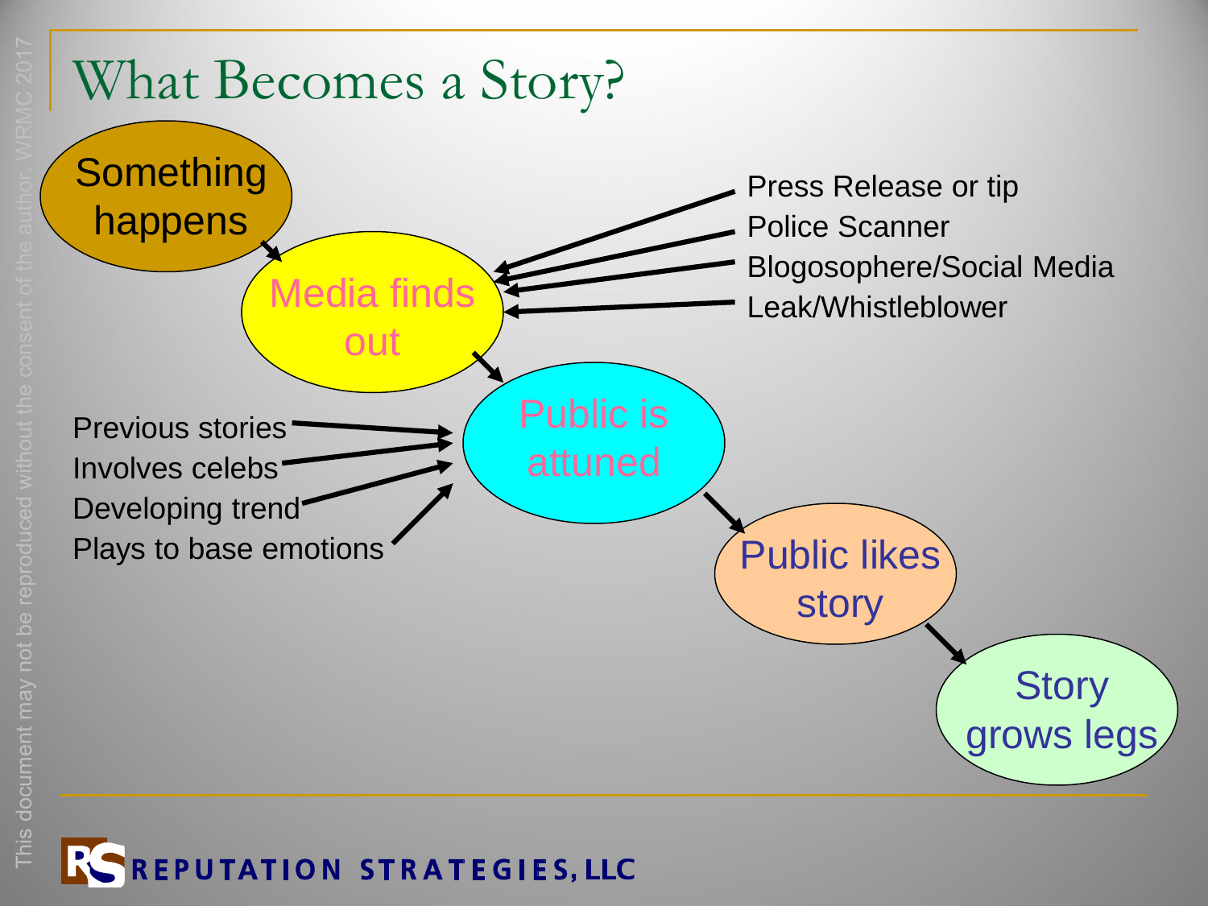# What Becomes a Story?

Something happens

Media finds out

- Press Release or tip
- Police Scanner
- Blogosophere/Social Media
- Leak/Whistleblower

Public is attuned

- Previous stories
- Involves celebs
- Developing trend
- Plays to base emotions

Public likes story

Story grows legs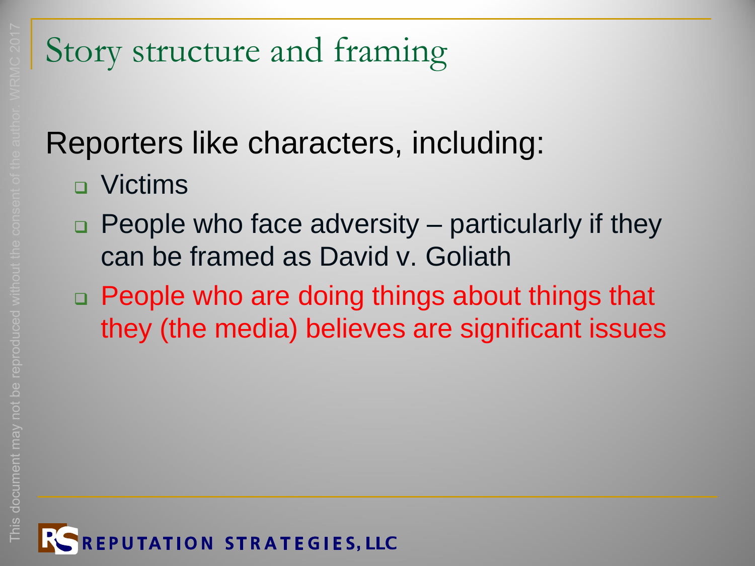# Story structure and framing

Reporters like characters, including:

- Victims
- People who face adversity – particularly if they can be framed as David v. Goliath
- People who are doing things about things that they (the media) believes are significant issues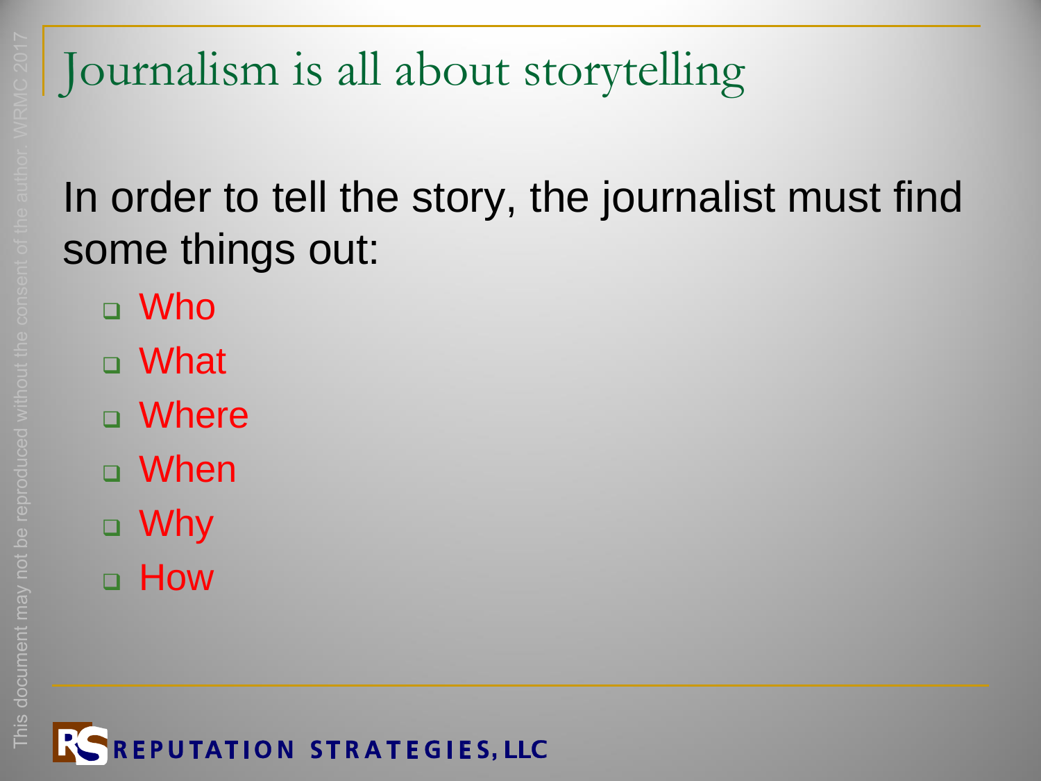# Journalism is all about storytelling

In order to tell the story, the journalist must find some things out:

- Who
- What
- Where
- When
- Why
- How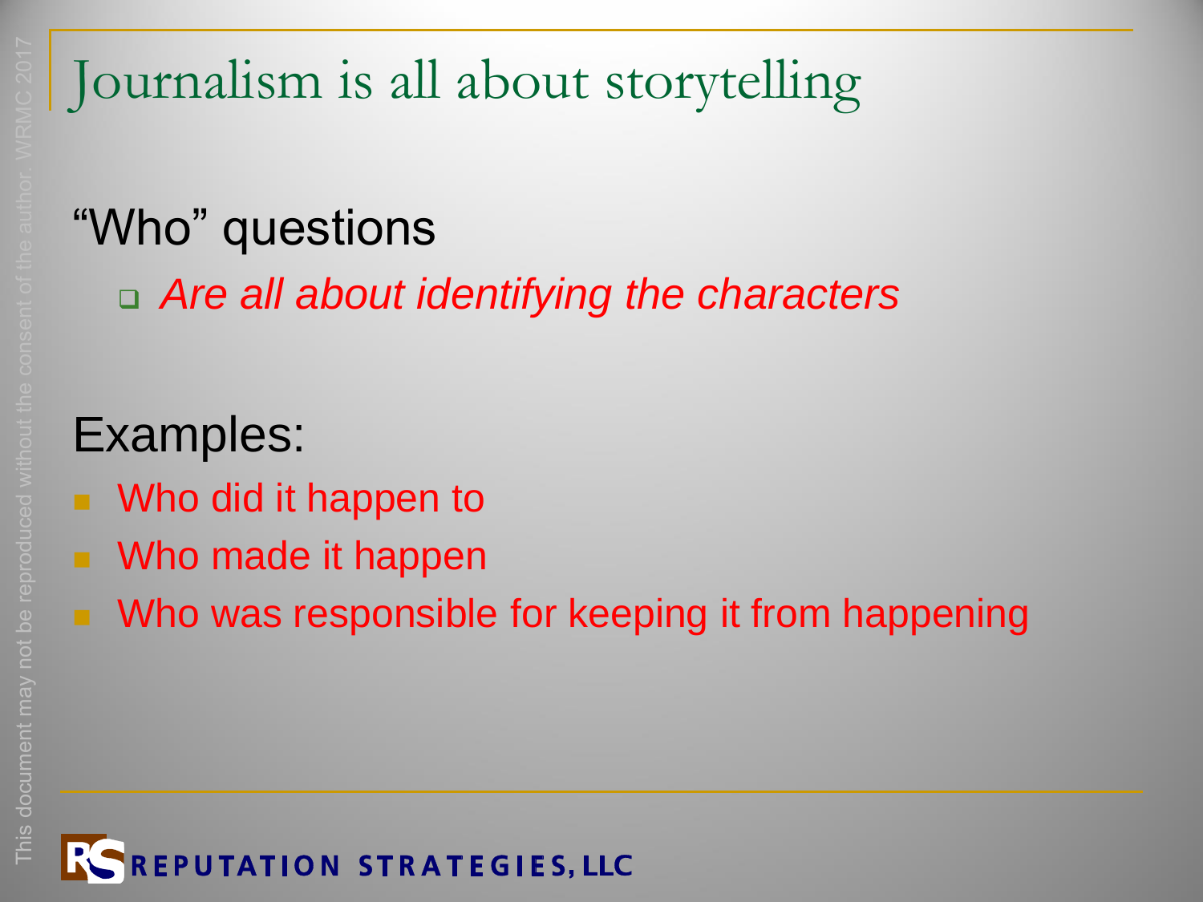# Journalism is all about storytelling

"Who" questions

- *Are all about identifying the characters*

Examples:

- Who did it happen to
- Who made it happen
- Who was responsible for keeping it from happening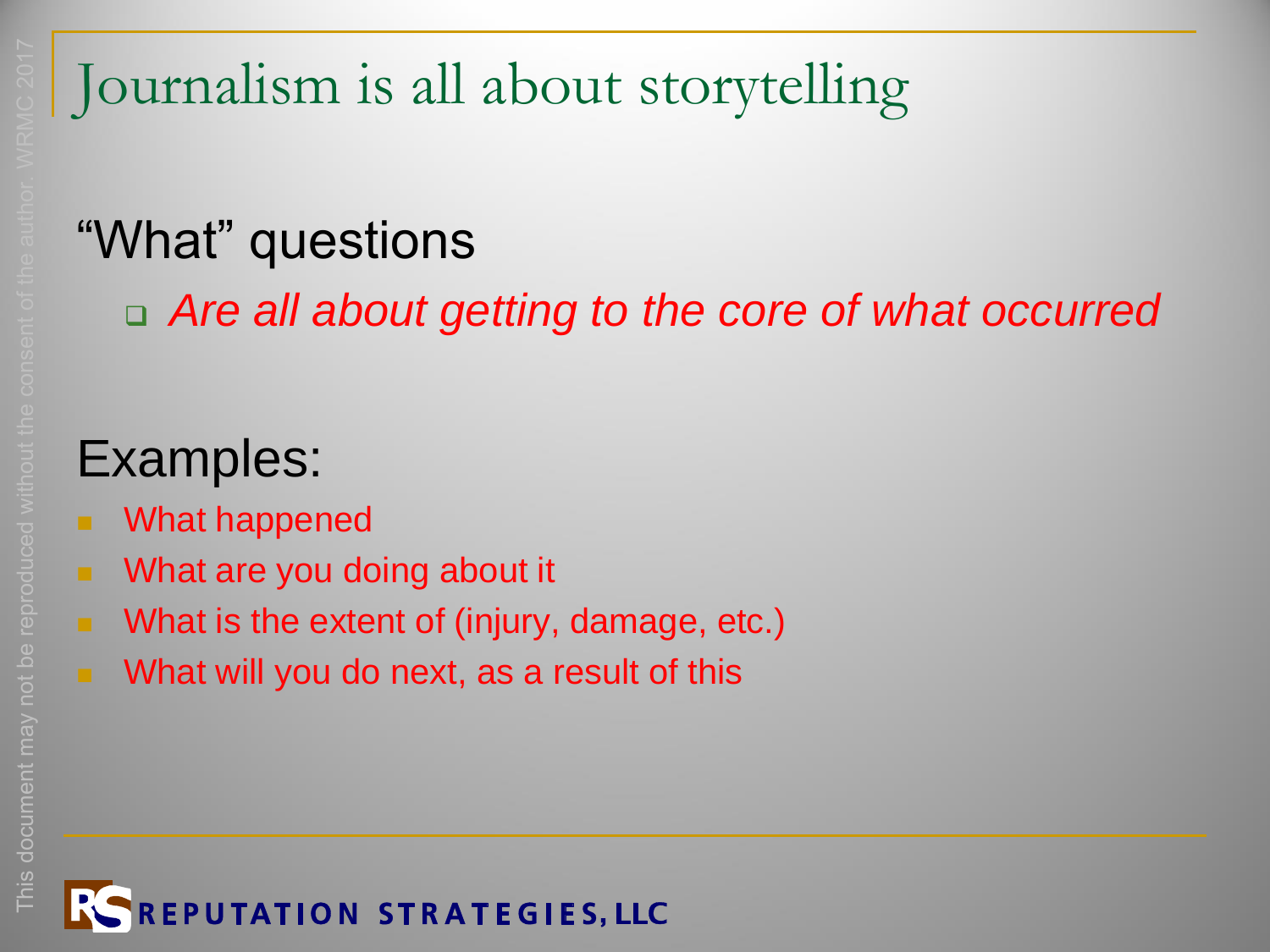# Journalism is all about storytelling

## "What" questions

- *Are all about getting to the core of what occurred*

## Examples:

- What happened
- What are you doing about it
- What is the extent of (injury, damage, etc.)
- What will you do next, as a result of this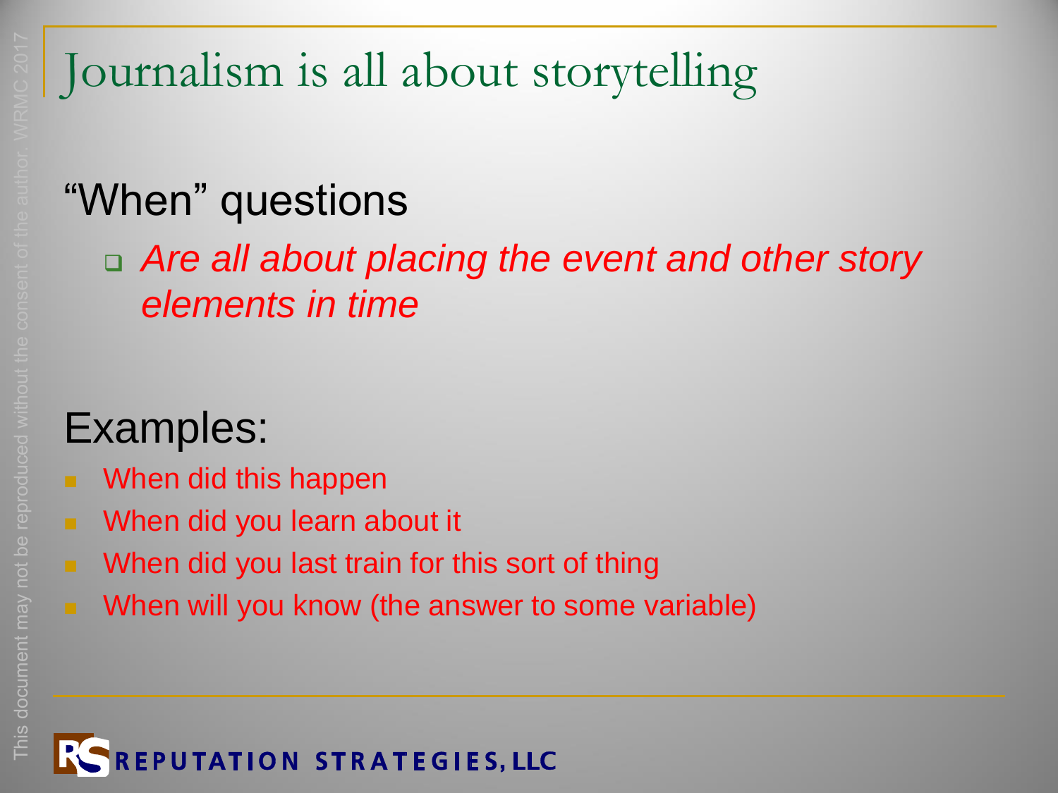# Journalism is all about storytelling

## "When" questions

- *Are all about placing the event and other story elements in time*

## Examples:

- When did this happen
- When did you learn about it
- When did you last train for this sort of thing
- When will you know (the answer to some variable)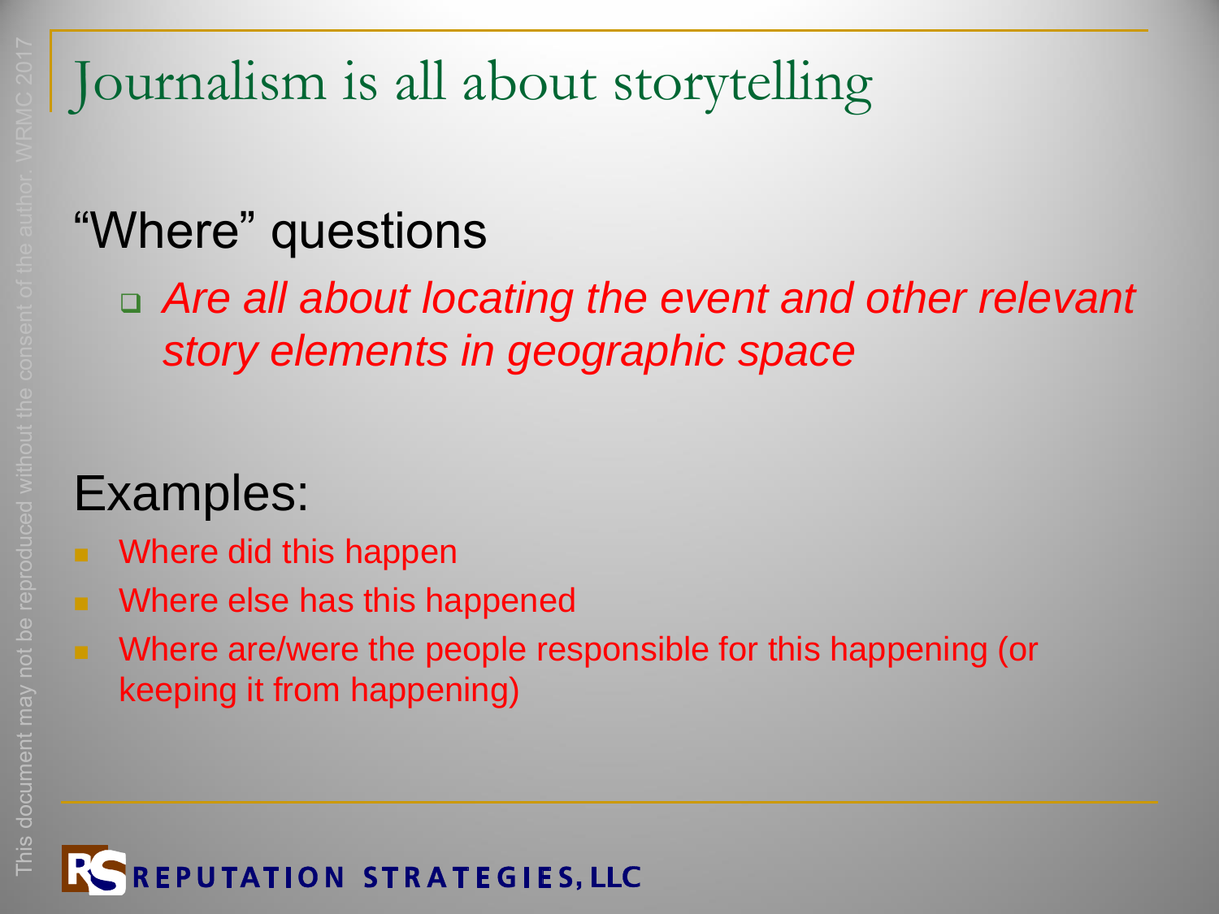# Journalism is all about storytelling

## "Where" questions

- *Are all about locating the event and other relevant story elements in geographic space*

## Examples:

- Where did this happen
- Where else has this happened
- Where are/were the people responsible for this happening (or keeping it from happening)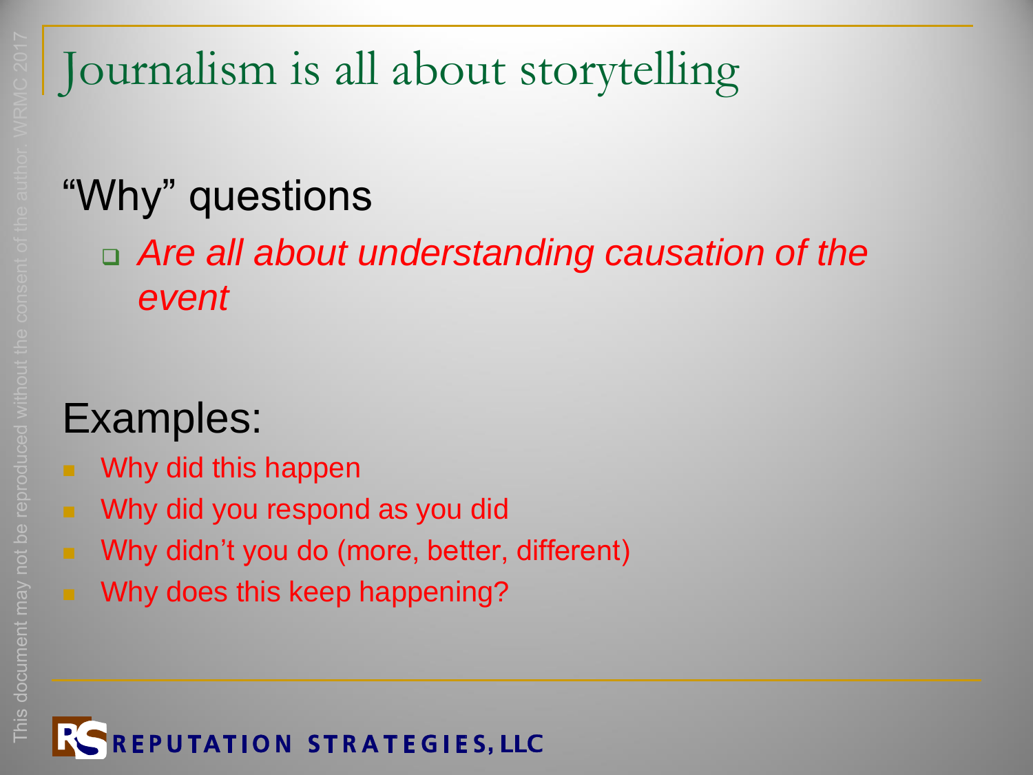# Journalism is all about storytelling

## "Why" questions

- *Are all about understanding causation of the event*

## Examples:

- Why did this happen
- Why did you respond as you did
- Why didn't you do (more, better, different)
- Why does this keep happening?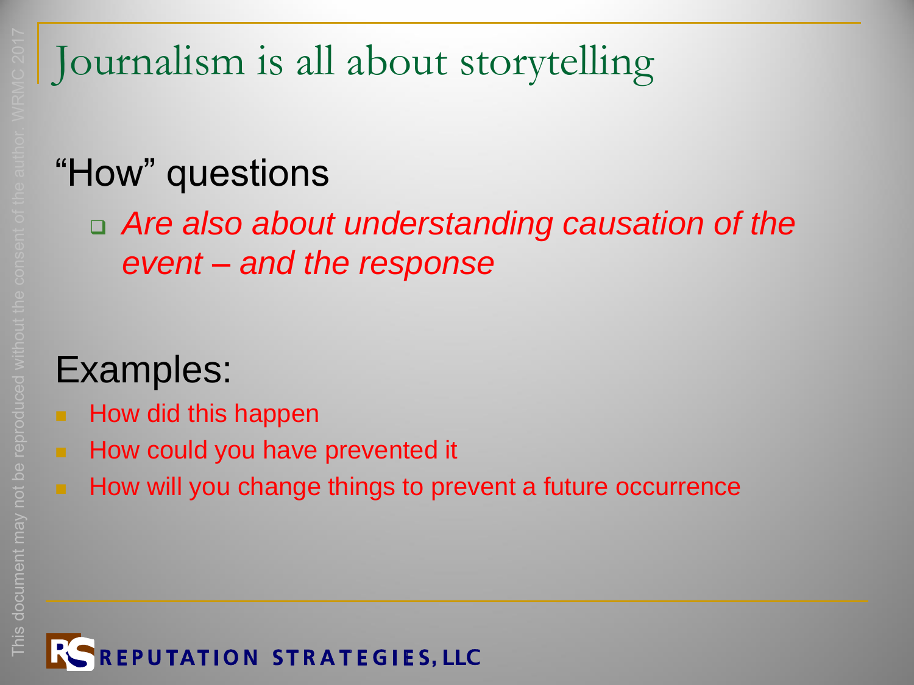# Journalism is all about storytelling

## "How" questions

- *Are also about understanding causation of the event – and the response*

## Examples:

- How did this happen
- How could you have prevented it
- How will you change things to prevent a future occurrence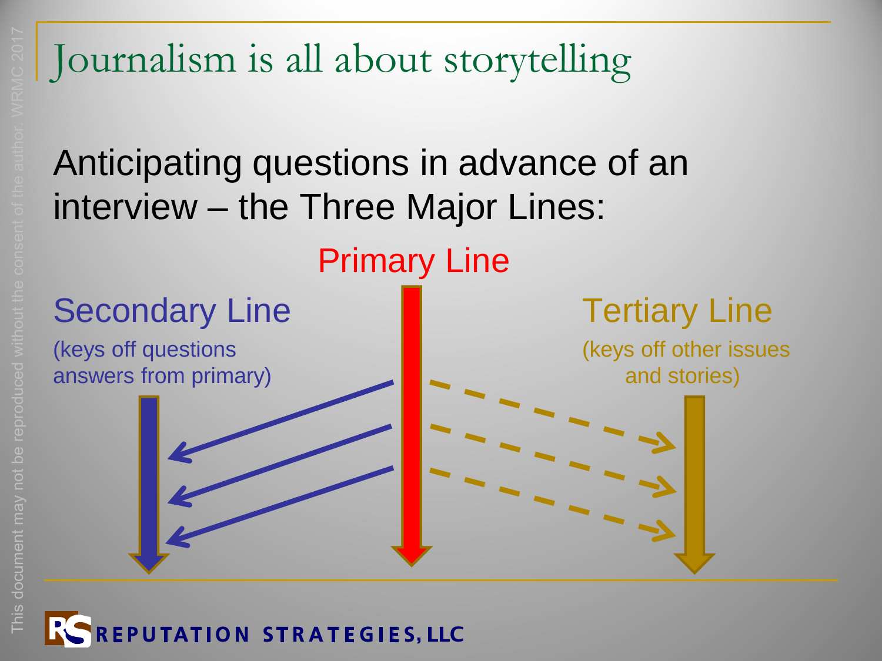# Journalism is all about storytelling

Anticipating questions in advance of an interview – the Three Major Lines:

Primary Line

Secondary Line

(keys off questions answers from primary)

Tertiary Line

(keys off other issues and stories)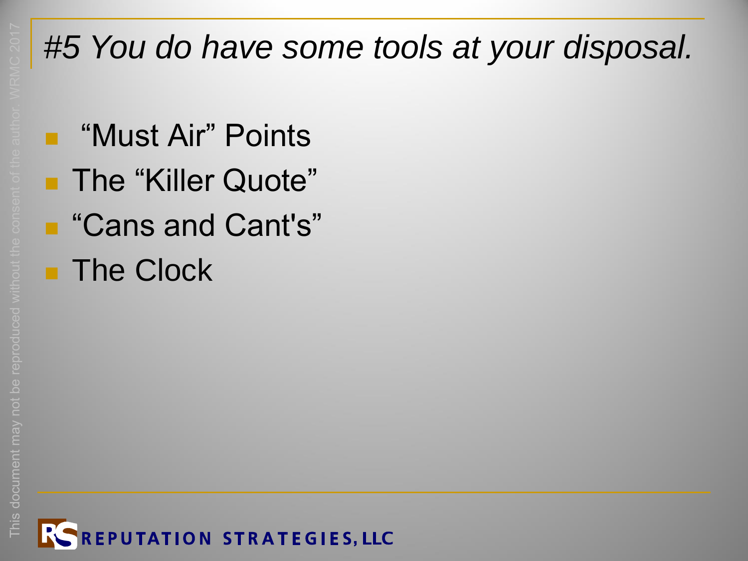# *#5 You do have some tools at your disposal.*

- "Must Air" Points
- The "Killer Quote"
- "Cans and Cant's"
- The Clock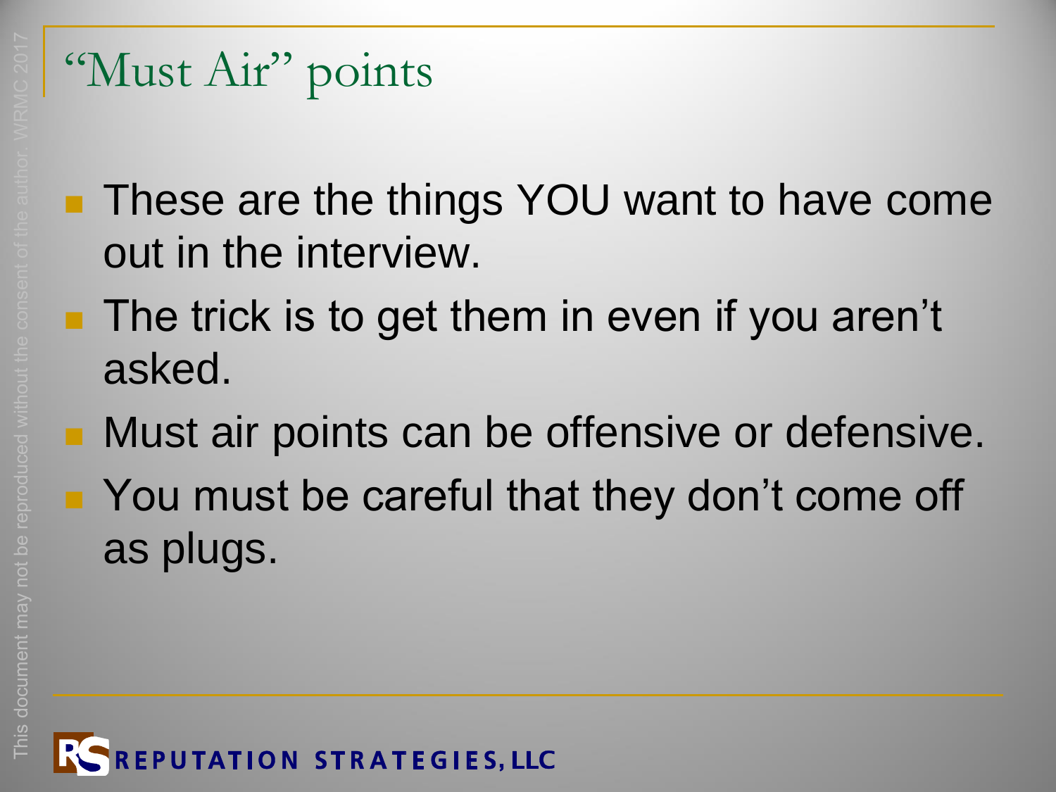# "Must Air" points

- These are the things YOU want to have come out in the interview.
- The trick is to get them in even if you aren't asked.
- Must air points can be offensive or defensive.
- You must be careful that they don't come off as plugs.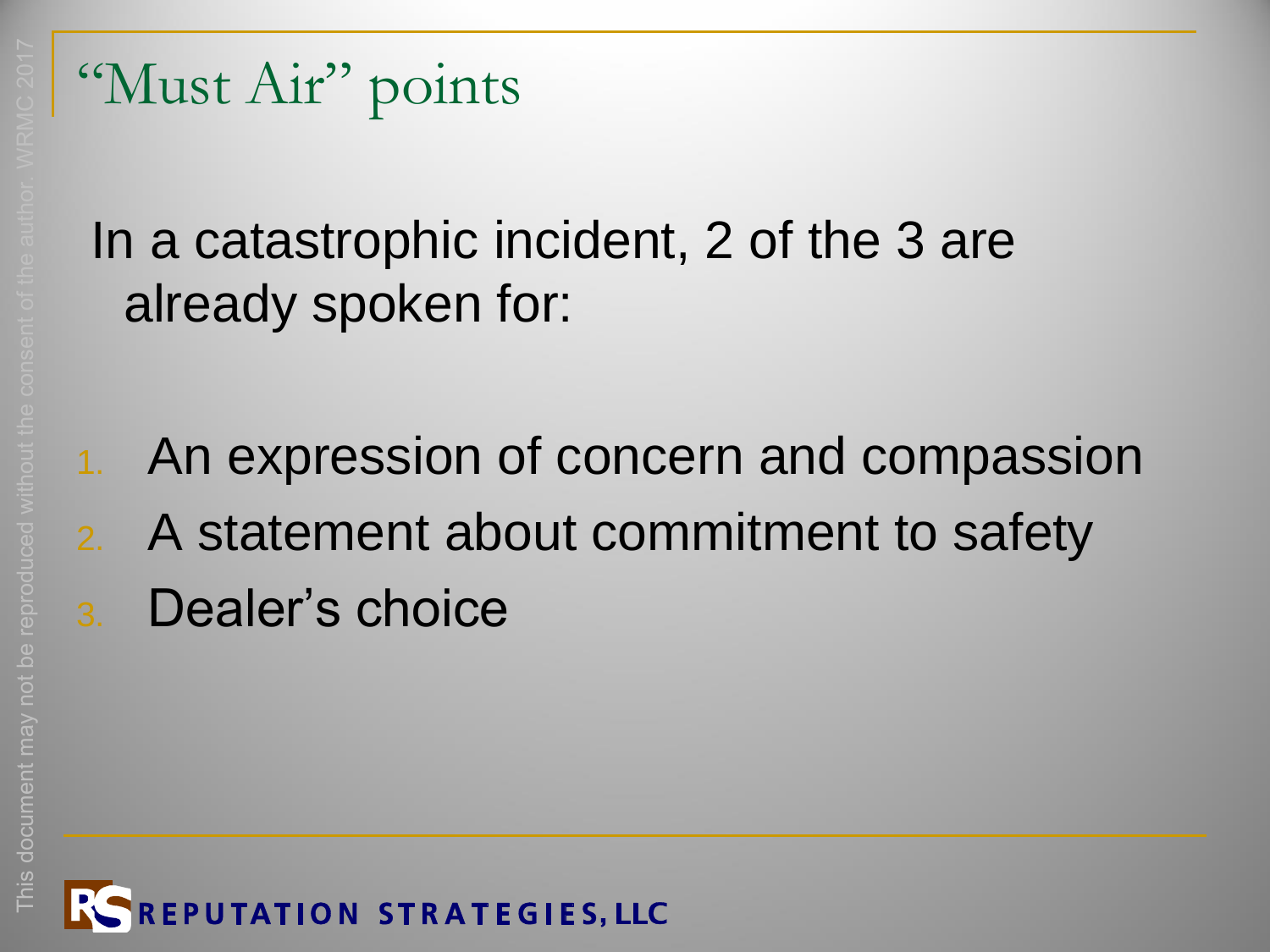# "Must Air" points

In a catastrophic incident, 2 of the 3 are already spoken for:

1. An expression of concern and compassion
2. A statement about commitment to safety
3. Dealer's choice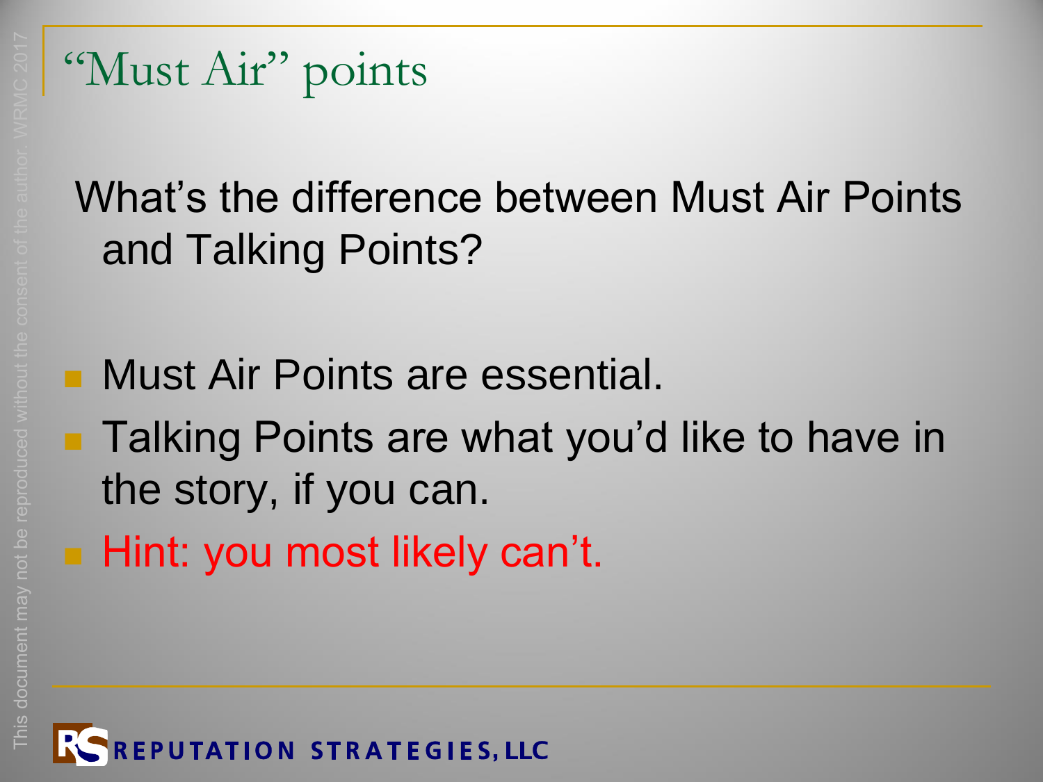# "Must Air" points

What's the difference between Must Air Points and Talking Points?

- Must Air Points are essential.
- Talking Points are what you'd like to have in the story, if you can.
- Hint: you most likely can't.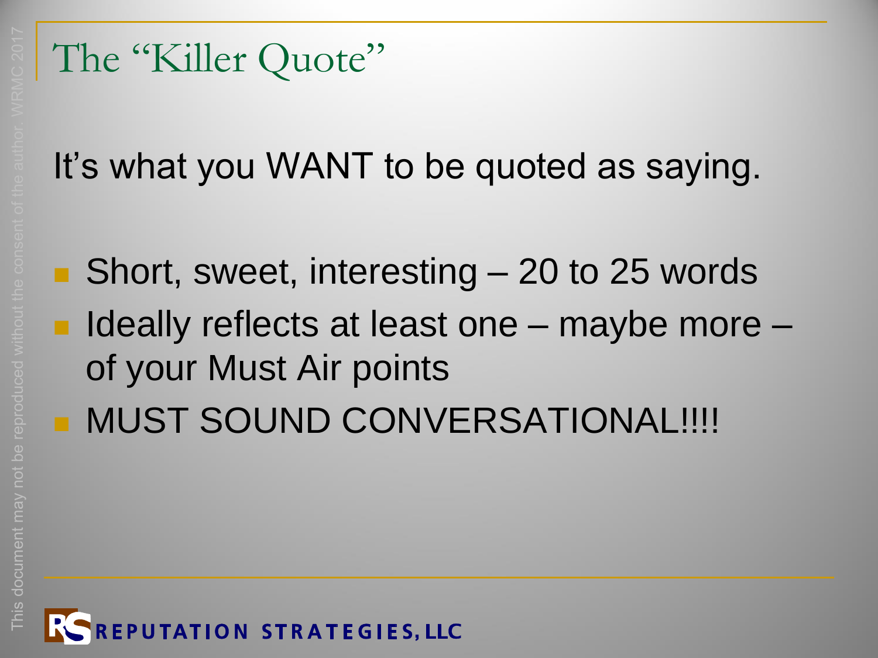# The "Killer Quote"

It's what you WANT to be quoted as saying.

- Short, sweet, interesting – 20 to 25 words
- Ideally reflects at least one – maybe more – of your Must Air points
- MUST SOUND CONVERSATIONAL!!!!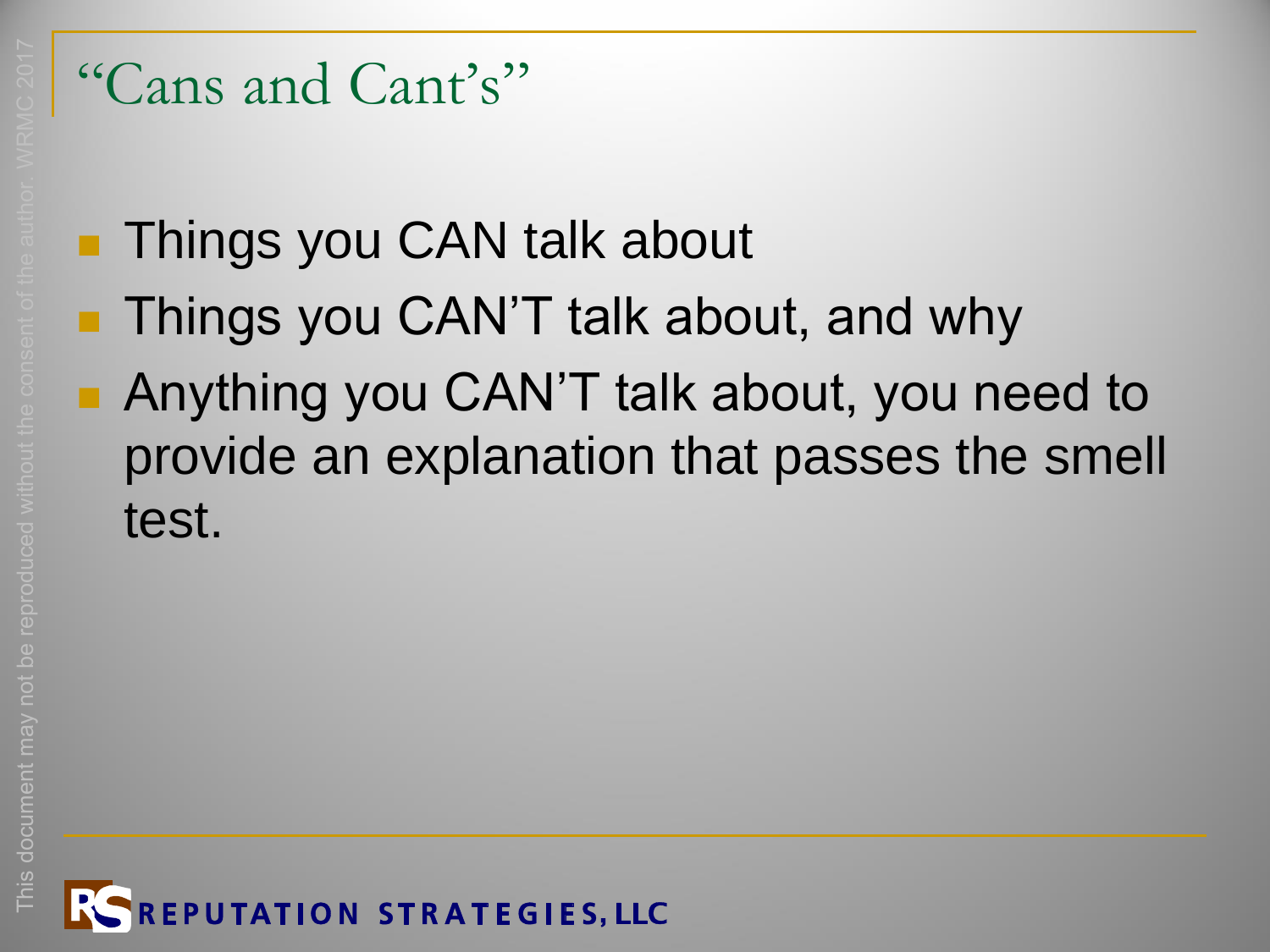# "Cans and Cant's"

- Things you CAN talk about
- Things you CAN'T talk about, and why
- Anything you CAN'T talk about, you need to provide an explanation that passes the smell test.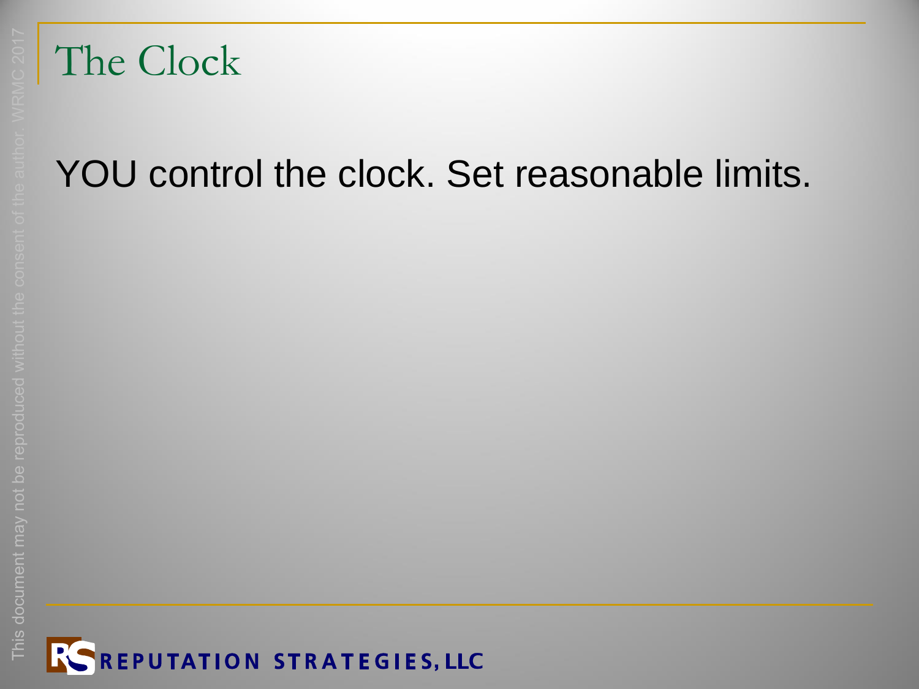# The Clock

YOU control the clock. Set reasonable limits.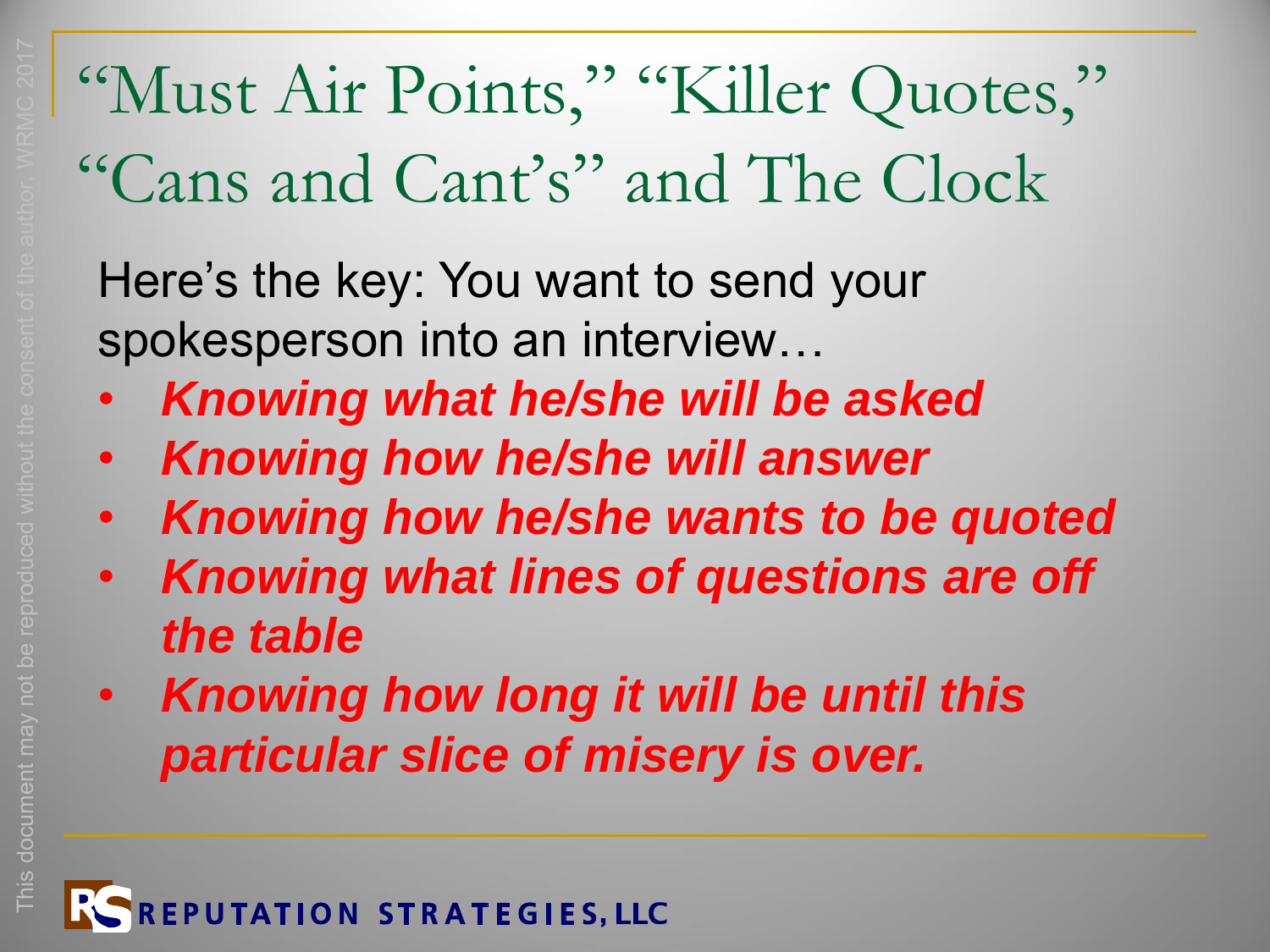# "Must Air Points," "Killer Quotes," "Cans and Cant's" and The Clock

Here's the key: You want to send your spokesperson into an interview…

- ***Knowing what he/she will be asked***
- ***Knowing how he/she will answer***
- ***Knowing how he/she wants to be quoted***
- ***Knowing what lines of questions are off the table***
- ***Knowing how long it will be until this particular slice of misery is over.***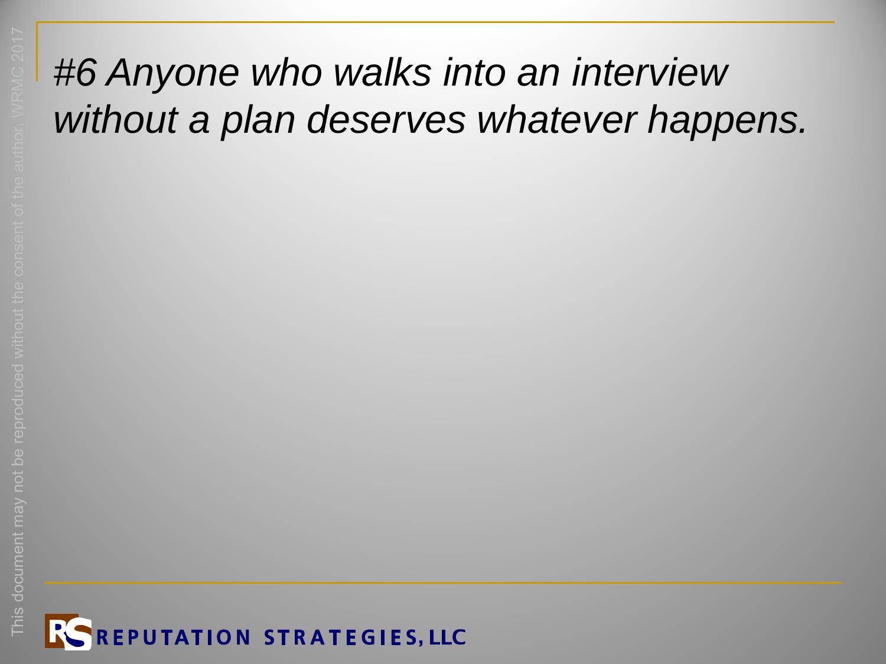# *#6 Anyone who walks into an interview without a plan deserves whatever happens.*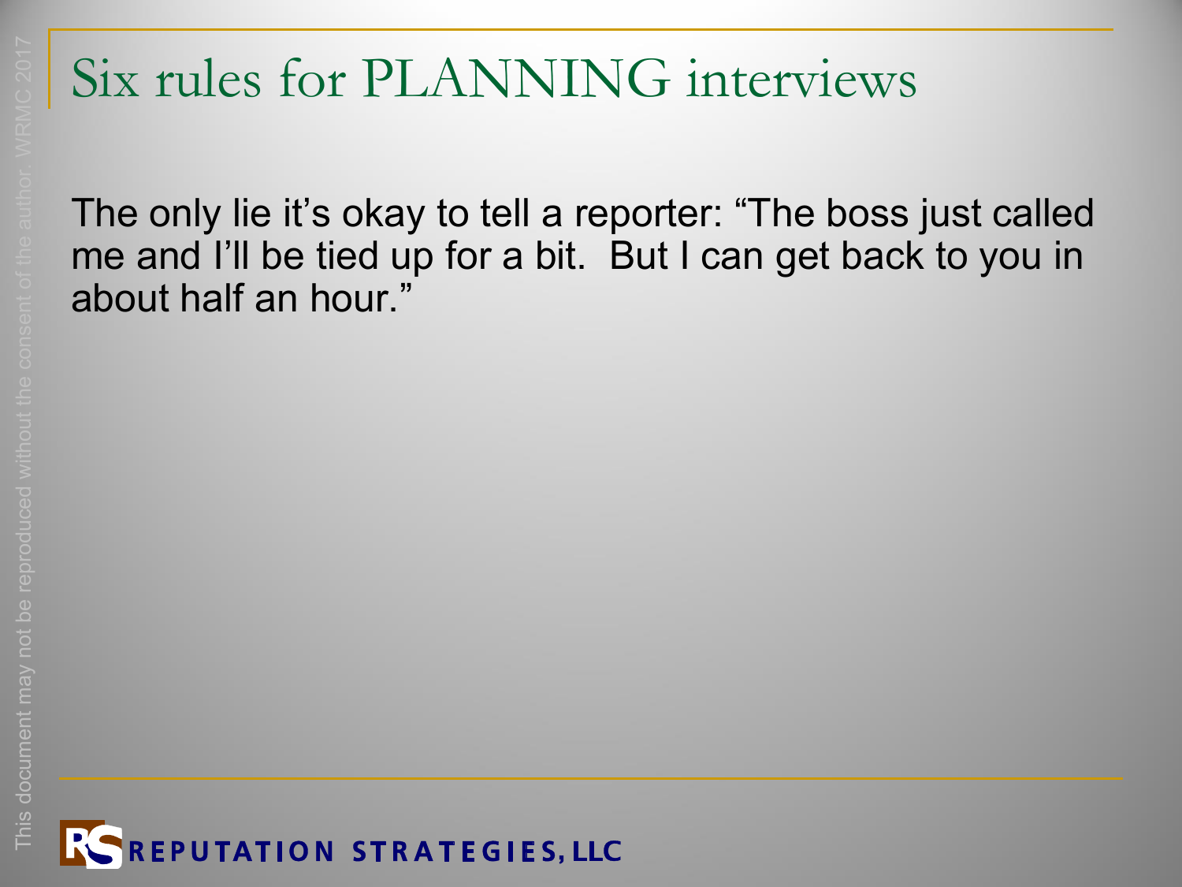# Six rules for PLANNING interviews

The only lie it's okay to tell a reporter: "The boss just called me and I'll be tied up for a bit. But I can get back to you in about half an hour."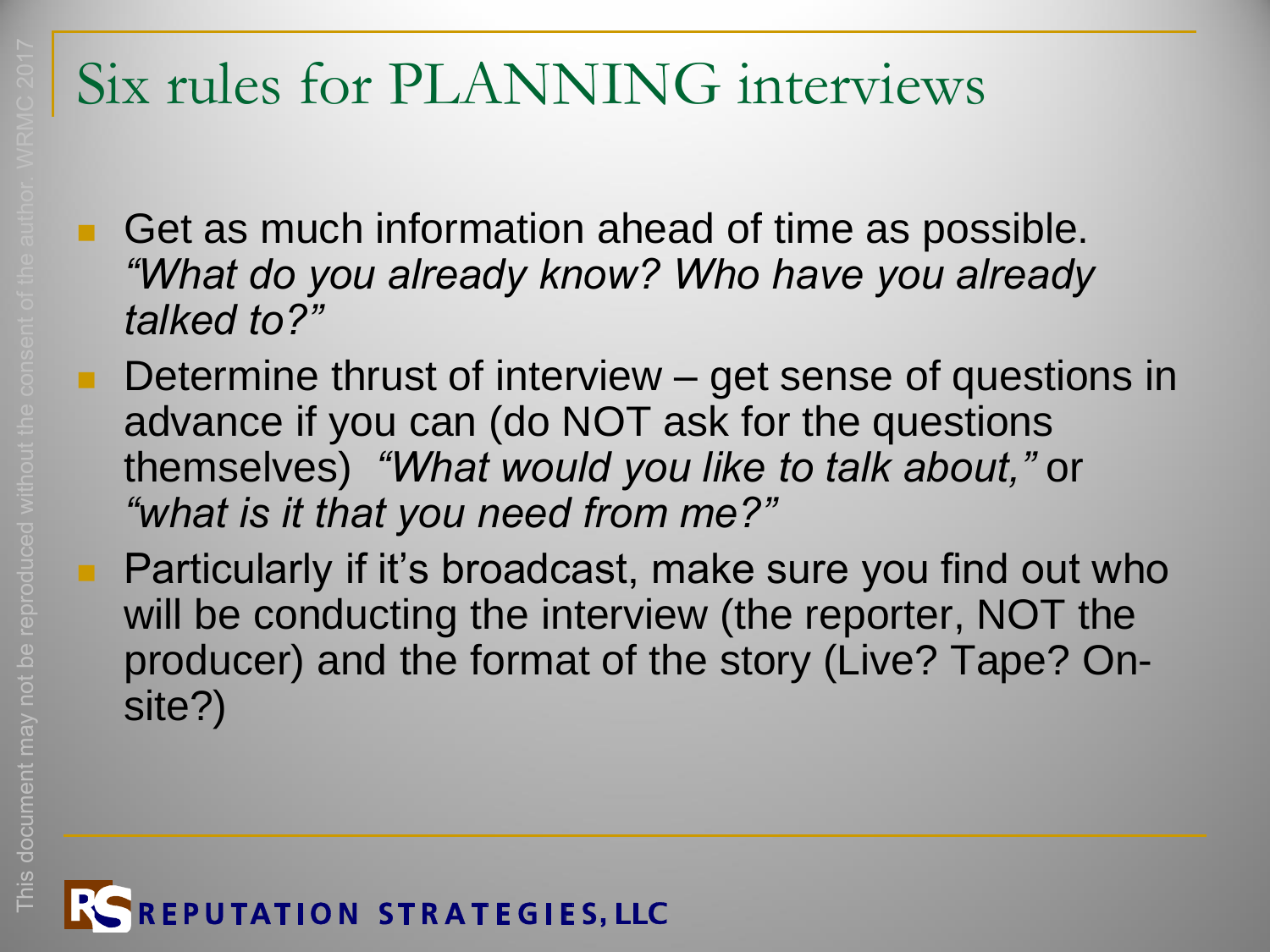# Six rules for PLANNING interviews

- Get as much information ahead of time as possible. *"What do you already know? Who have you already talked to?"*
- Determine thrust of interview – get sense of questions in advance if you can (do NOT ask for the questions themselves) *"What would you like to talk about,"* or *"what is it that you need from me?"*
- Particularly if it's broadcast, make sure you find out who will be conducting the interview (the reporter, NOT the producer) and the format of the story (Live? Tape? On-site?)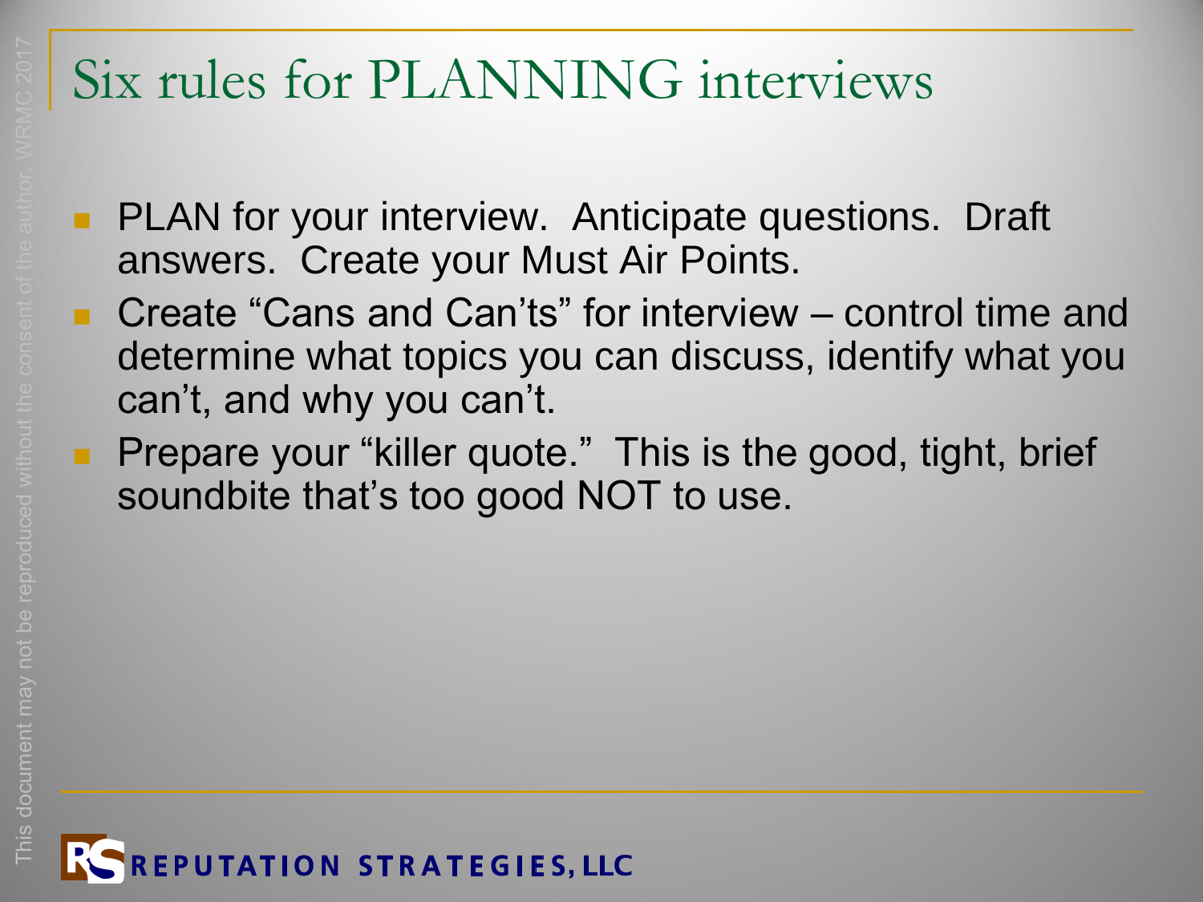# Six rules for PLANNING interviews

- PLAN for your interview.  Anticipate questions.  Draft answers.  Create your Must Air Points.
- Create "Cans and Can'ts" for interview – control time and determine what topics you can discuss, identify what you can't, and why you can't.
- Prepare your "killer quote."  This is the good, tight, brief soundbite that's too good NOT to use.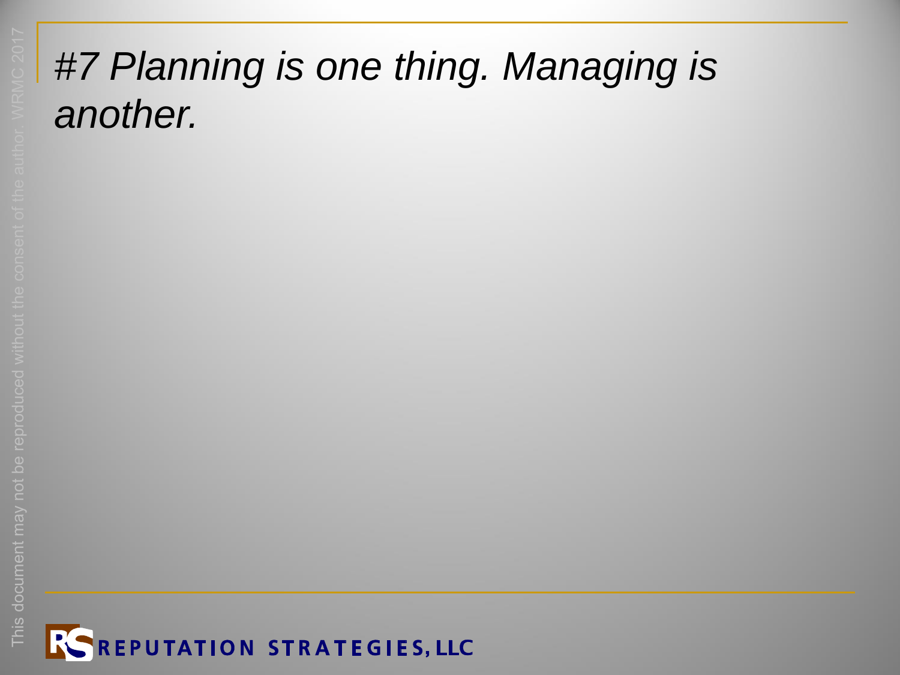# *#7 Planning is one thing. Managing is another.*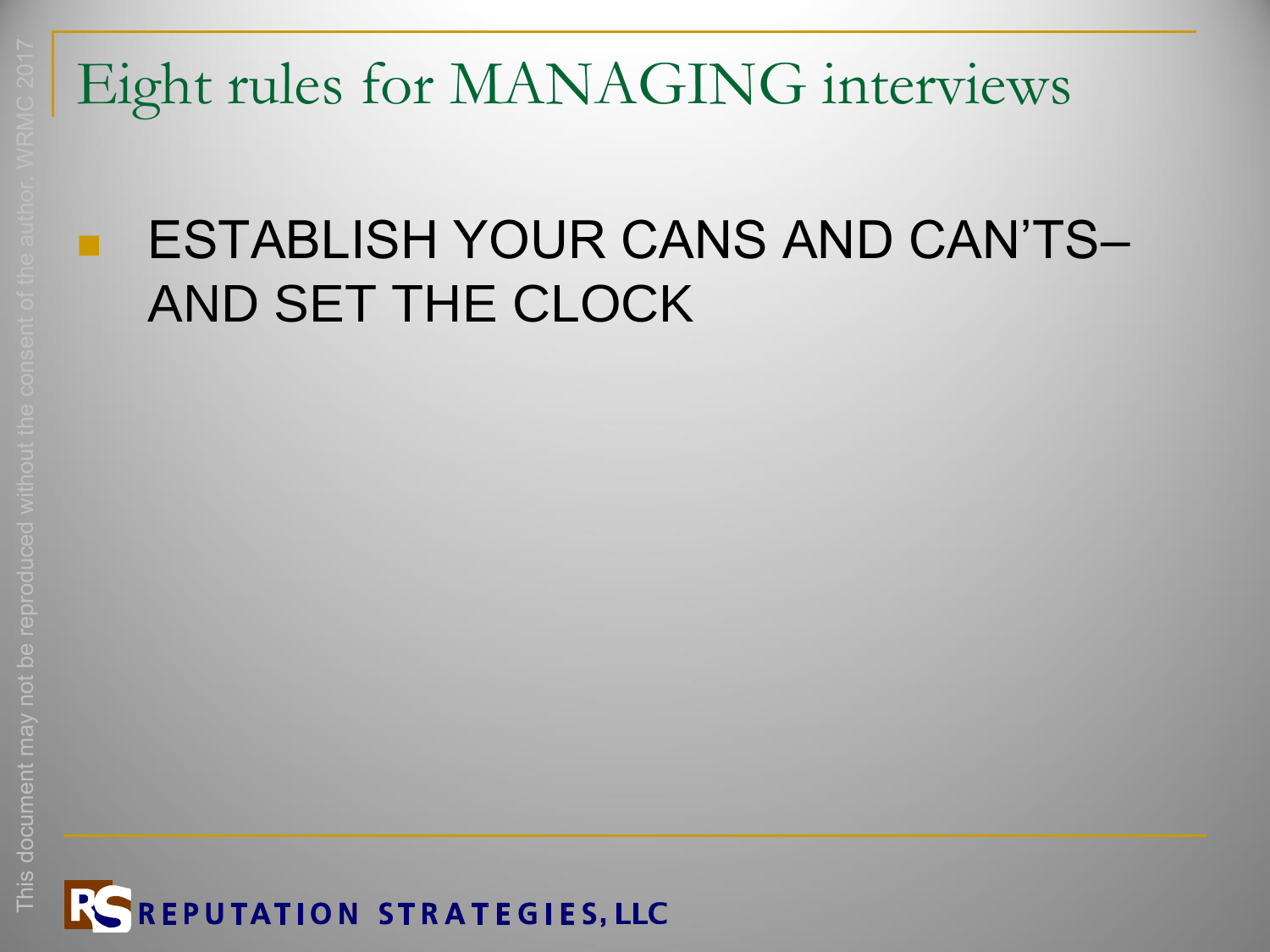# Eight rules for MANAGING interviews

- ESTABLISH YOUR CANS AND CAN'TS– AND SET THE CLOCK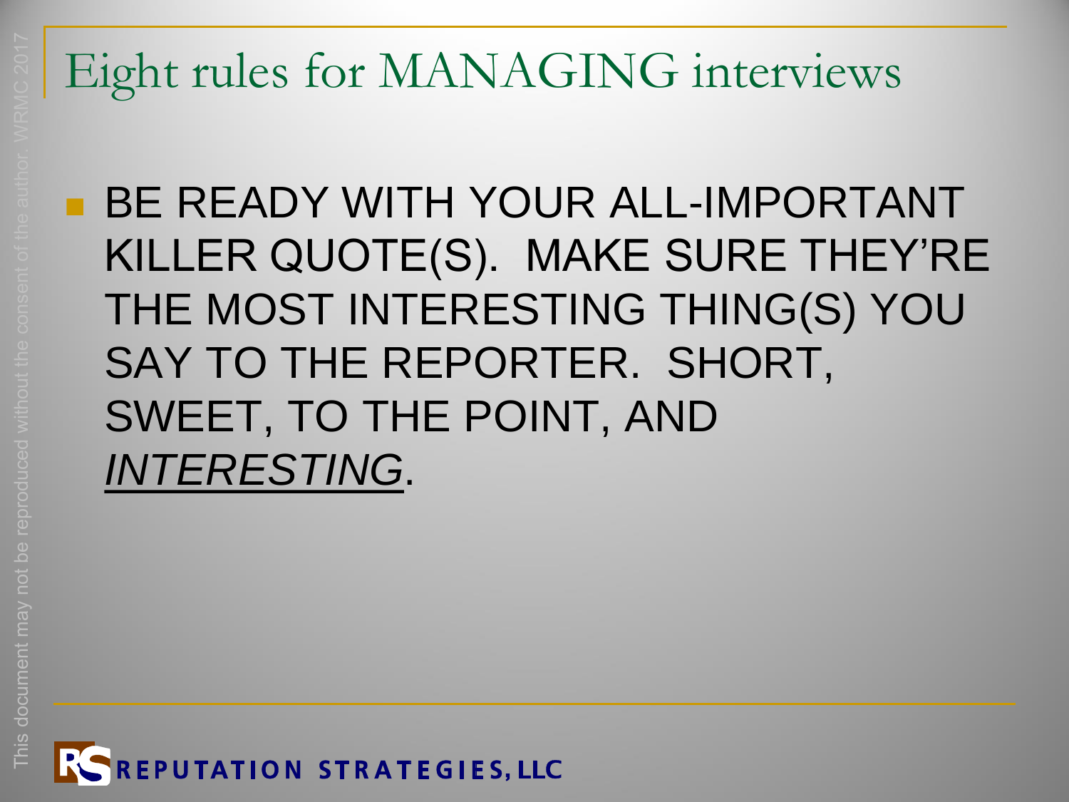# Eight rules for MANAGING interviews

- BE READY WITH YOUR ALL-IMPORTANT KILLER QUOTE(S). MAKE SURE THEY'RE THE MOST INTERESTING THING(S) YOU SAY TO THE REPORTER. SHORT, SWEET, TO THE POINT, AND *INTERESTING*.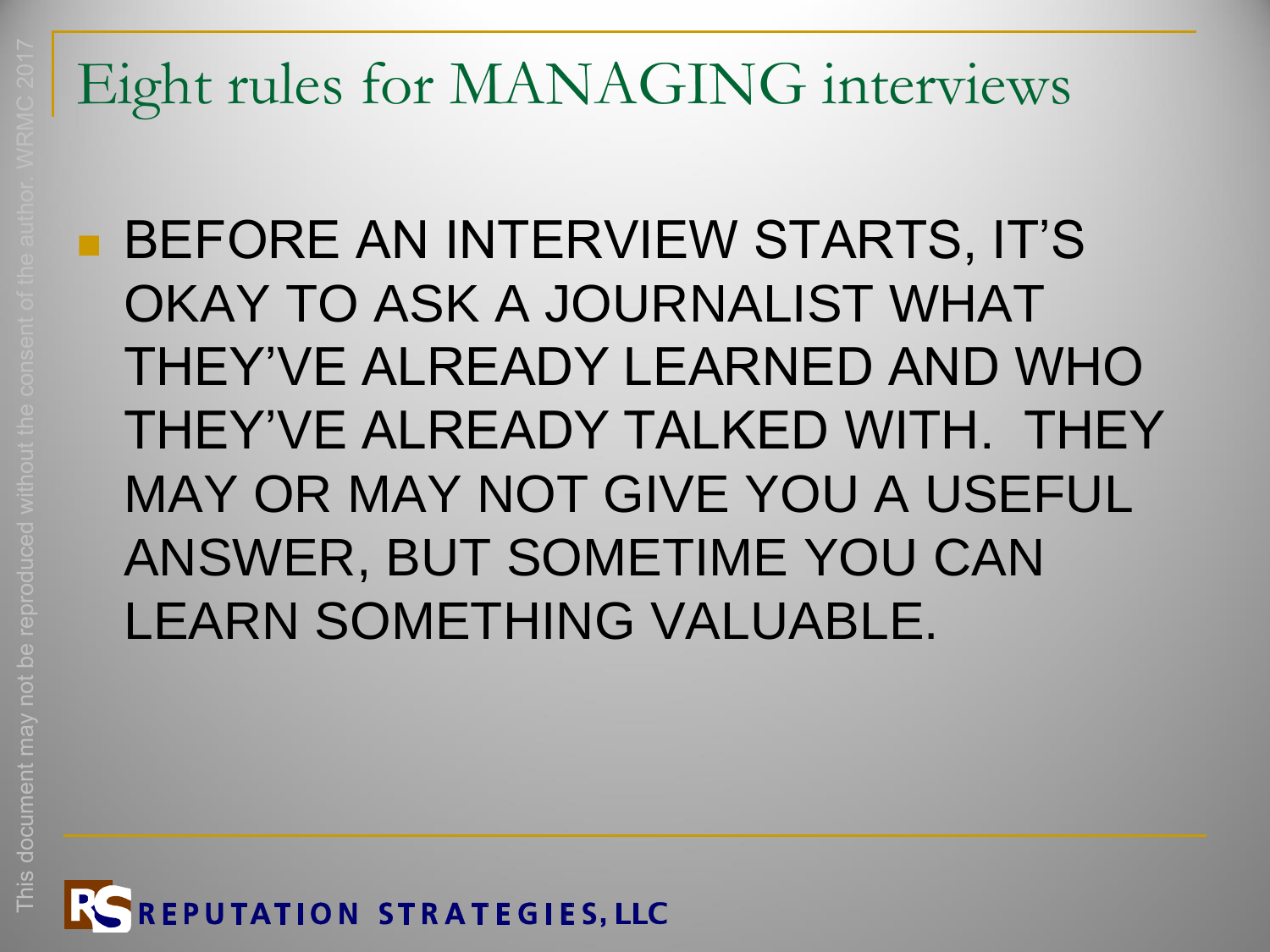# Eight rules for MANAGING interviews

- BEFORE AN INTERVIEW STARTS, IT'S OKAY TO ASK A JOURNALIST WHAT THEY'VE ALREADY LEARNED AND WHO THEY'VE ALREADY TALKED WITH. THEY MAY OR MAY NOT GIVE YOU A USEFUL ANSWER, BUT SOMETIME YOU CAN LEARN SOMETHING VALUABLE.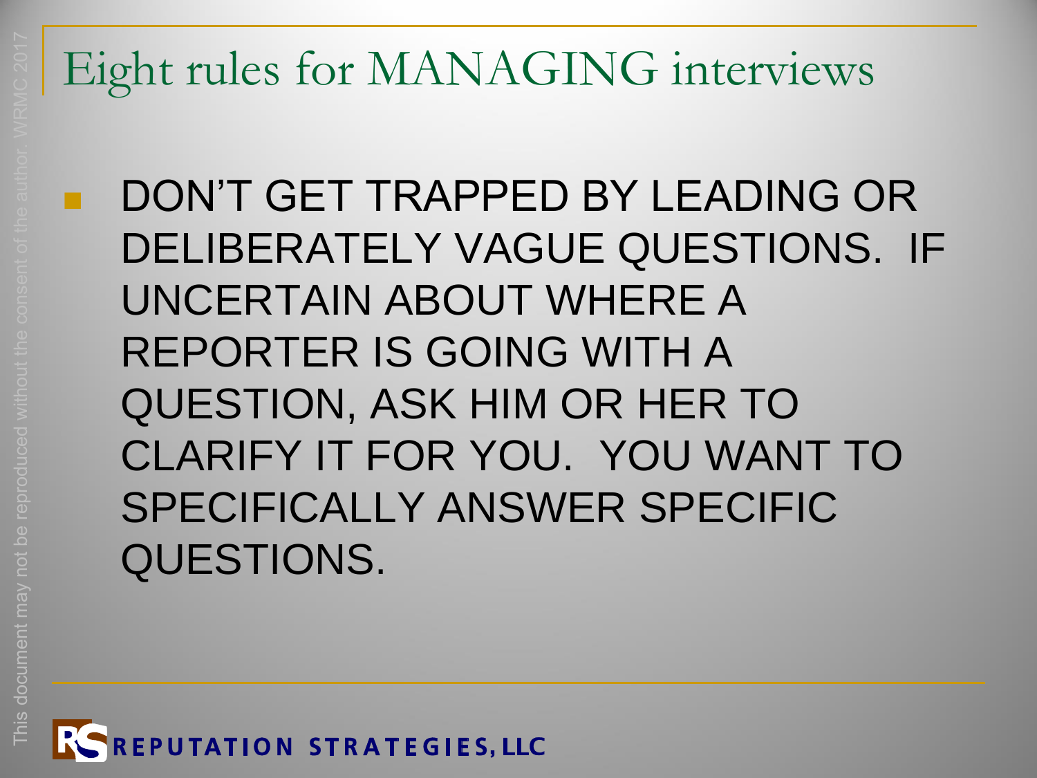# Eight rules for MANAGING interviews

- DON'T GET TRAPPED BY LEADING OR DELIBERATELY VAGUE QUESTIONS.  IF UNCERTAIN ABOUT WHERE A REPORTER IS GOING WITH A QUESTION, ASK HIM OR HER TO CLARIFY IT FOR YOU.  YOU WANT TO SPECIFICALLY ANSWER SPECIFIC QUESTIONS.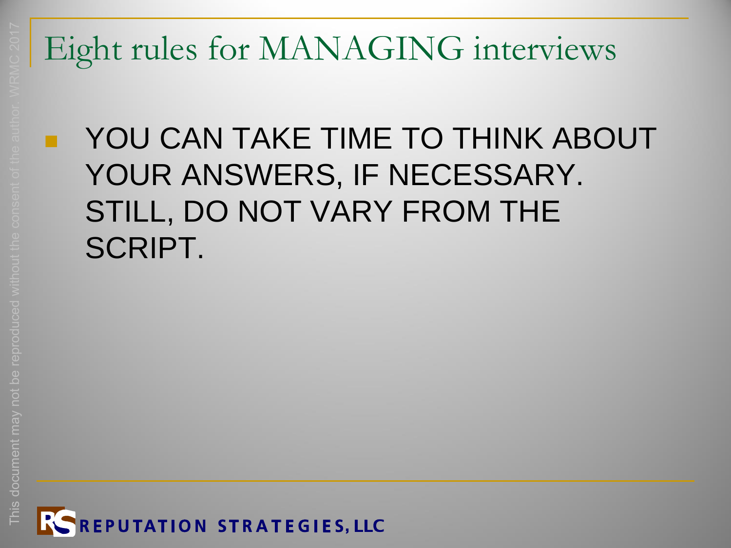# Eight rules for MANAGING interviews

- YOU CAN TAKE TIME TO THINK ABOUT YOUR ANSWERS, IF NECESSARY. STILL, DO NOT VARY FROM THE SCRIPT.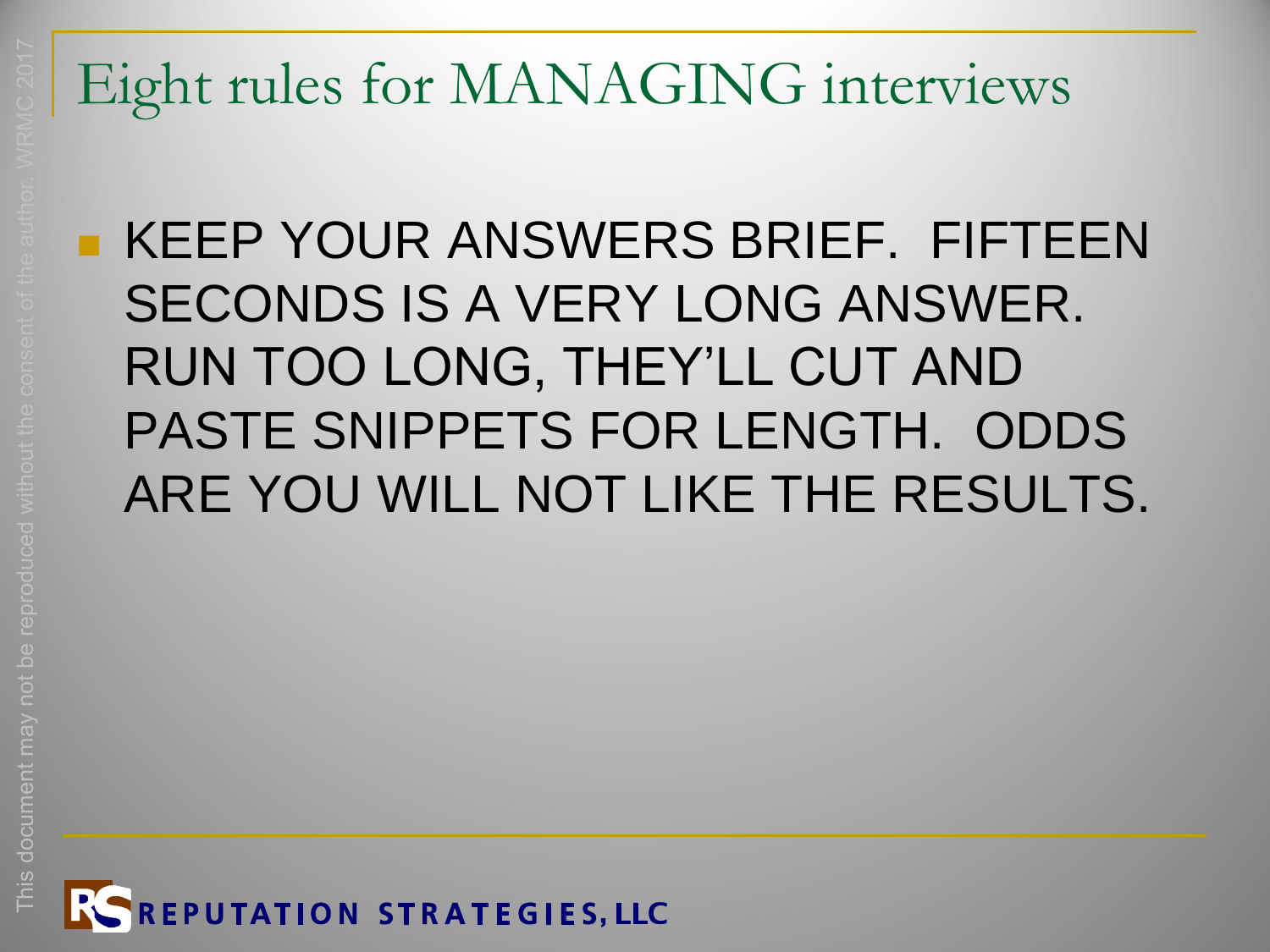# Eight rules for MANAGING interviews

- KEEP YOUR ANSWERS BRIEF. FIFTEEN SECONDS IS A VERY LONG ANSWER. RUN TOO LONG, THEY'LL CUT AND PASTE SNIPPETS FOR LENGTH. ODDS ARE YOU WILL NOT LIKE THE RESULTS.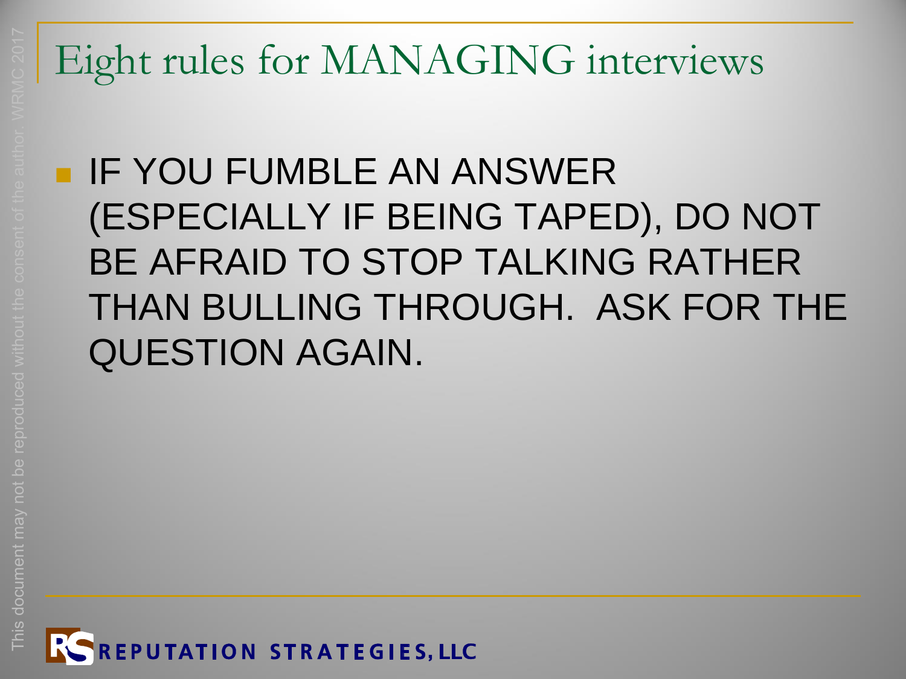# Eight rules for MANAGING interviews

- IF YOU FUMBLE AN ANSWER (ESPECIALLY IF BEING TAPED), DO NOT BE AFRAID TO STOP TALKING RATHER THAN BULLING THROUGH. ASK FOR THE QUESTION AGAIN.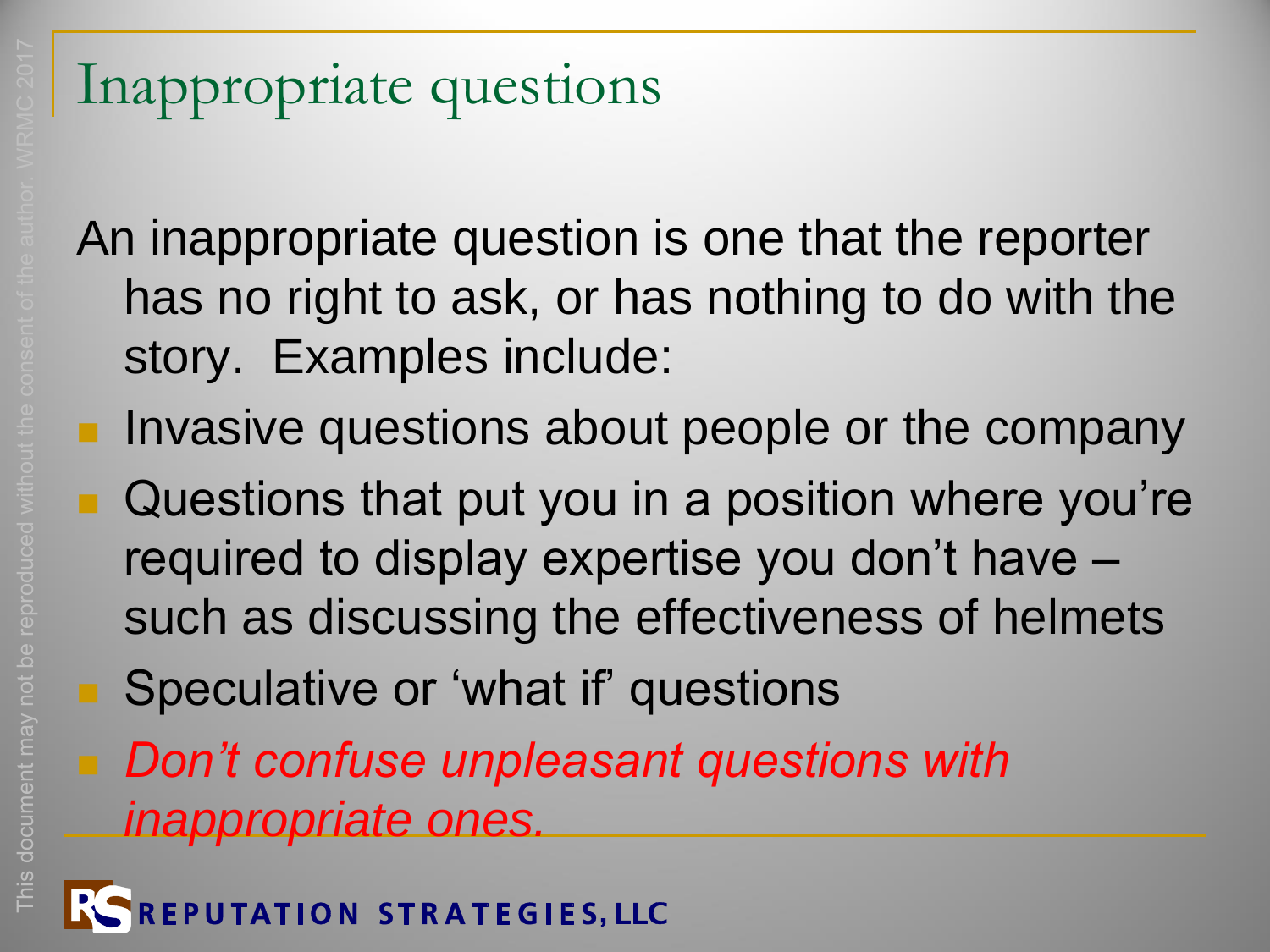# Inappropriate questions

An inappropriate question is one that the reporter has no right to ask, or has nothing to do with the story. Examples include:

- Invasive questions about people or the company
- Questions that put you in a position where you're required to display expertise you don't have – such as discussing the effectiveness of helmets
- Speculative or 'what if' questions
- *Don't confuse unpleasant questions with inappropriate ones.*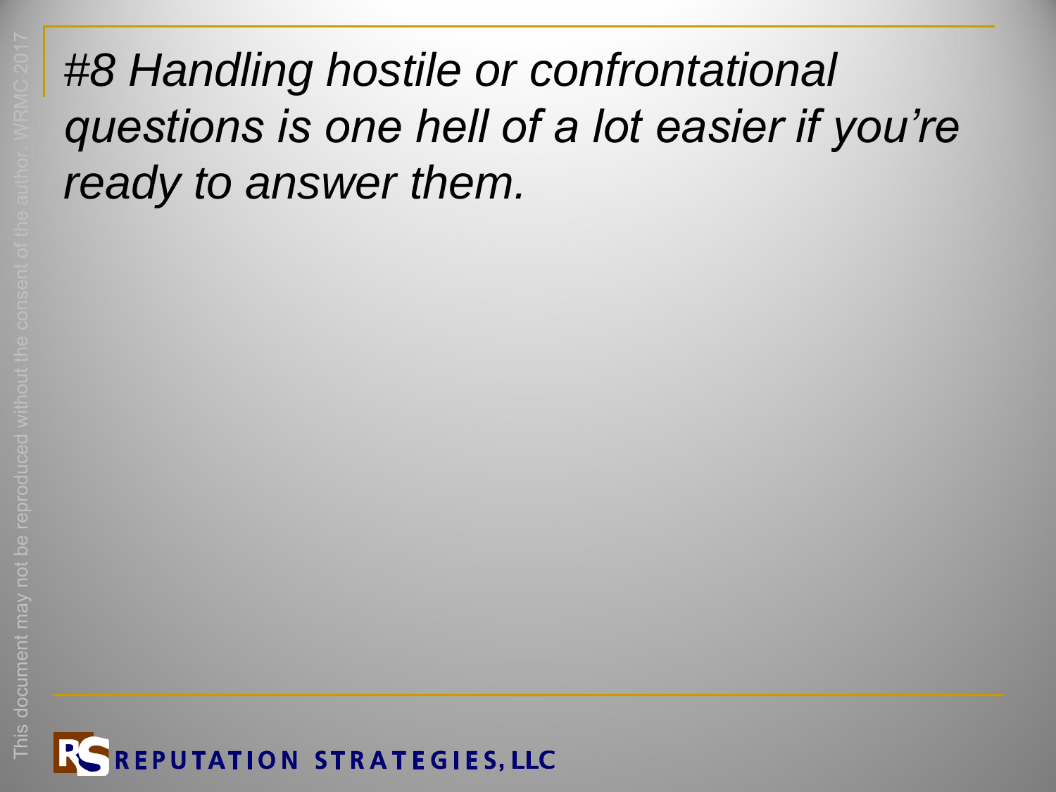# *#8 Handling hostile or confrontational questions is one hell of a lot easier if you're ready to answer them.*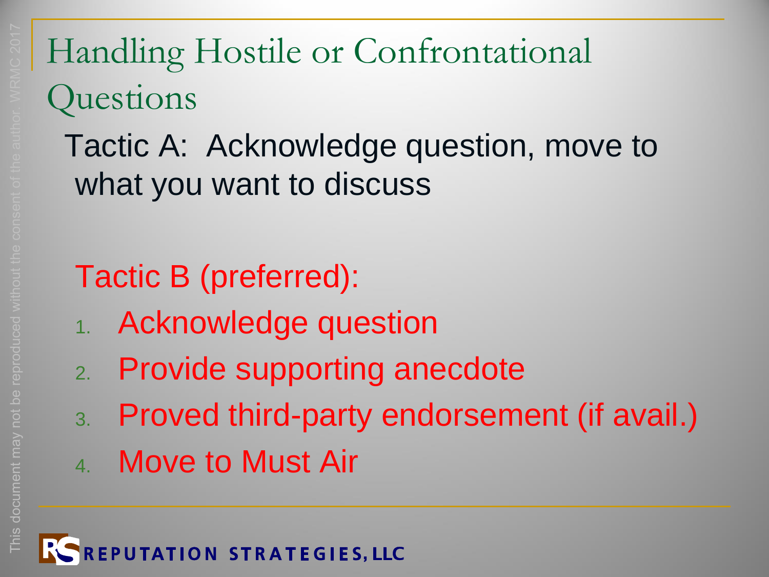# Handling Hostile or Confrontational Questions

Tactic A: Acknowledge question, move to what you want to discuss

Tactic B (preferred):

1. Acknowledge question
2. Provide supporting anecdote
3. Proved third-party endorsement (if avail.)
4. Move to Must Air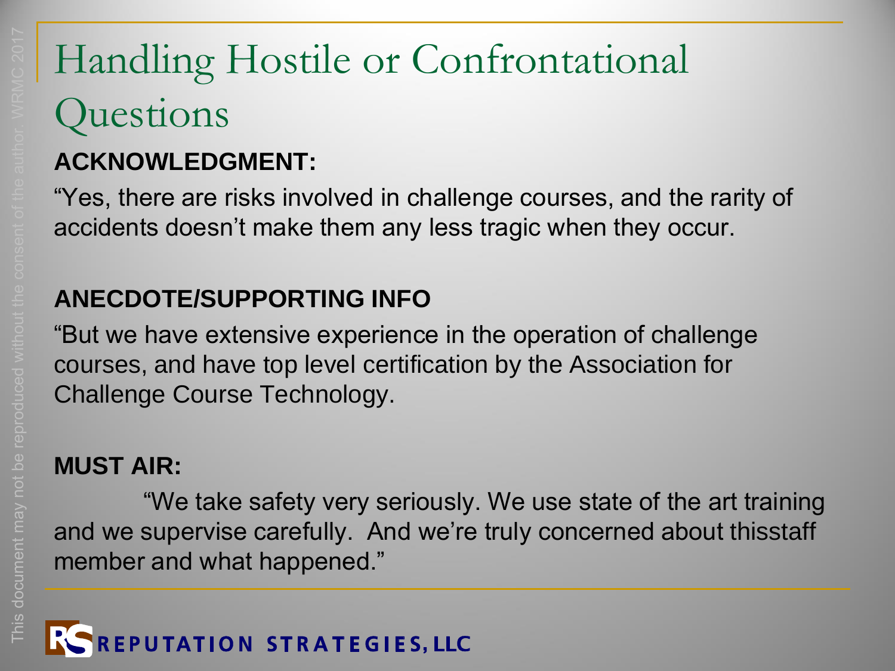# Handling Hostile or Confrontational Questions

**ACKNOWLEDGMENT:**

"Yes, there are risks involved in challenge courses, and the rarity of accidents doesn't make them any less tragic when they occur.

**ANECDOTE/SUPPORTING INFO**

"But we have extensive experience in the operation of challenge courses, and have top level certification by the Association for Challenge Course Technology.

**MUST AIR:**

"We take safety very seriously. We use state of the art training and we supervise carefully. And we're truly concerned about thisstaff member and what happened."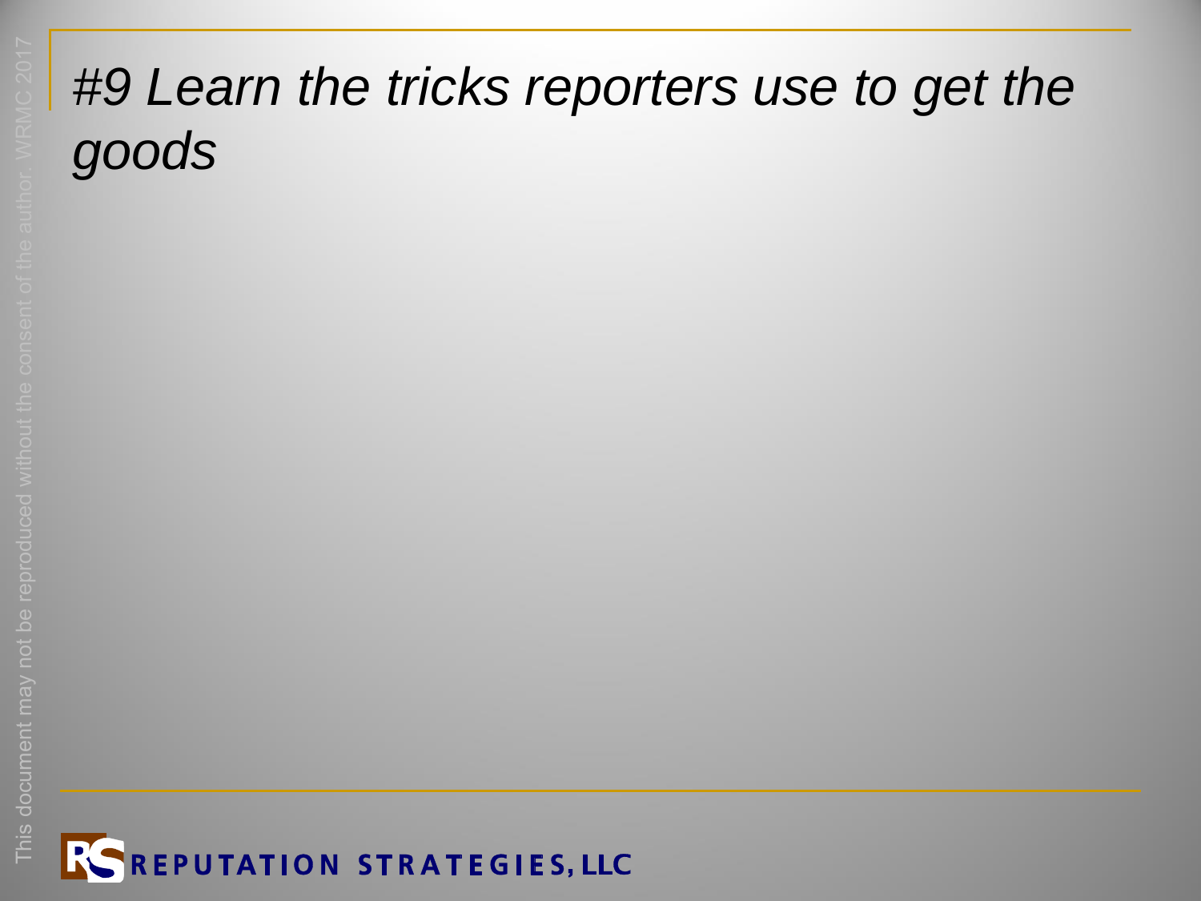# *#9 Learn the tricks reporters use to get the goods*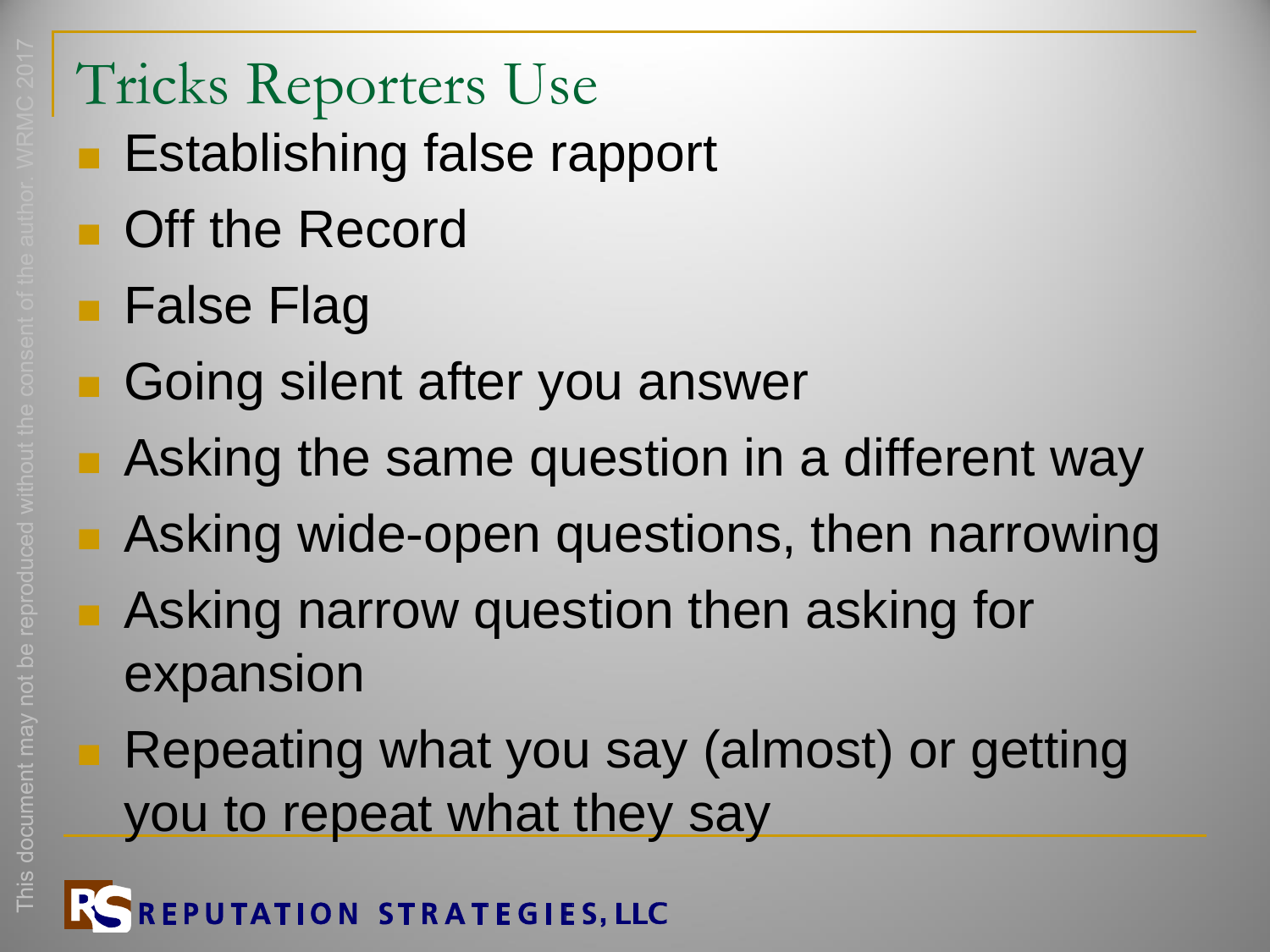# Tricks Reporters Use

- Establishing false rapport
- Off the Record
- False Flag
- Going silent after you answer
- Asking the same question in a different way
- Asking wide-open questions, then narrowing
- Asking narrow question then asking for expansion
- Repeating what you say (almost) or getting you to repeat what they say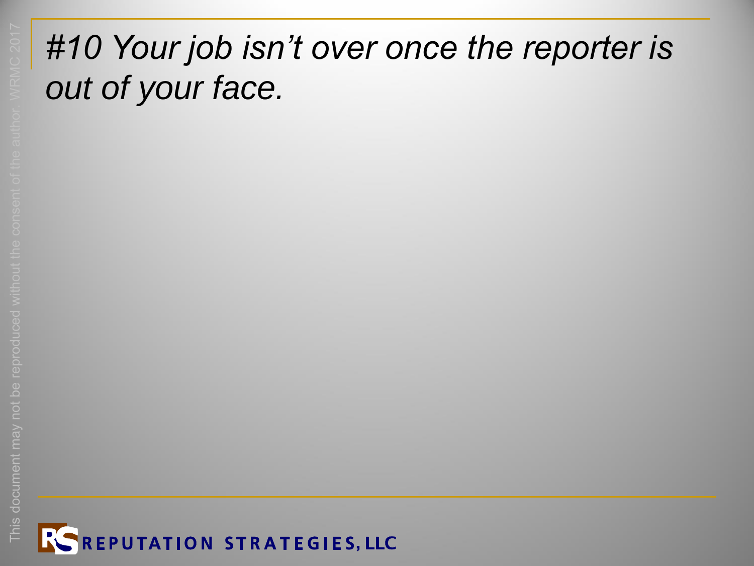# *#10 Your job isn't over once the reporter is out of your face.*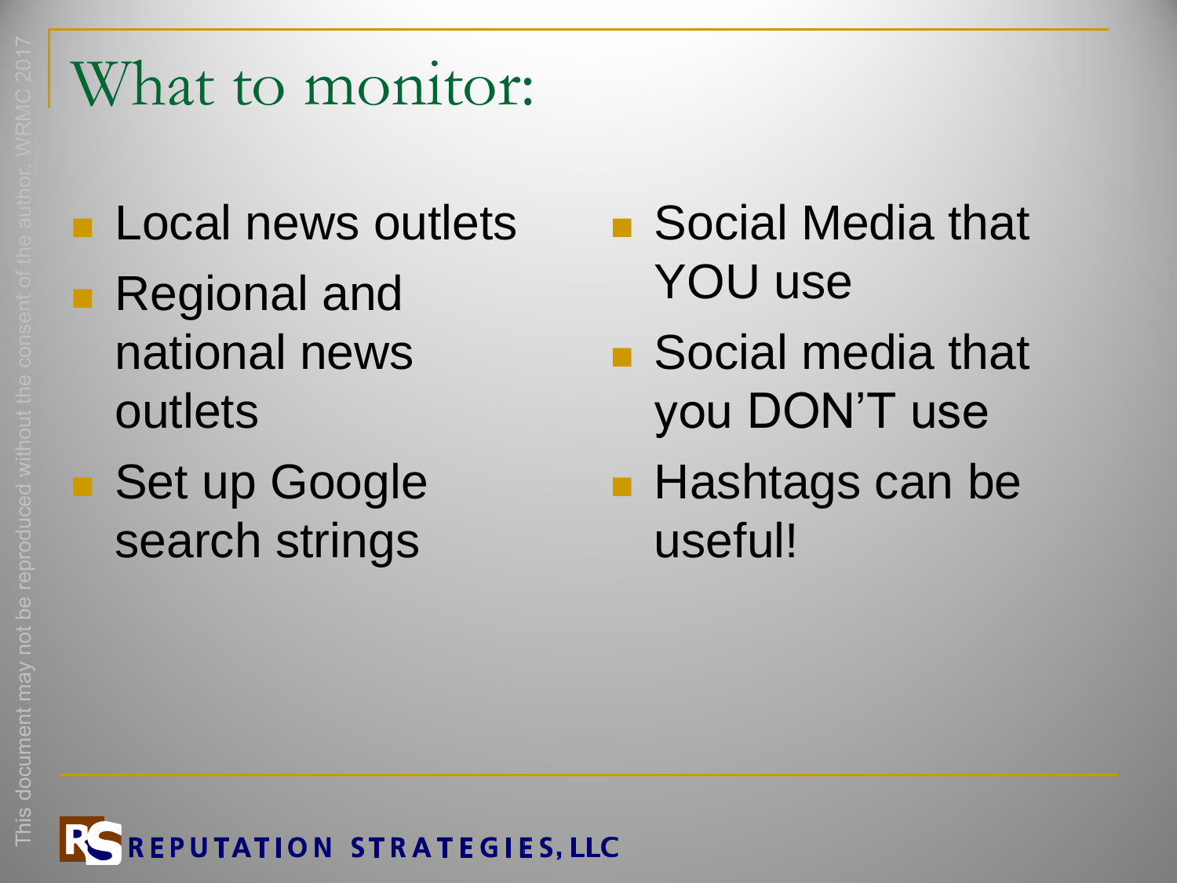# What to monitor:

- Local news outlets
- Regional and national news outlets
- Set up Google search strings
- Social Media that YOU use
- Social media that you DON'T use
- Hashtags can be useful!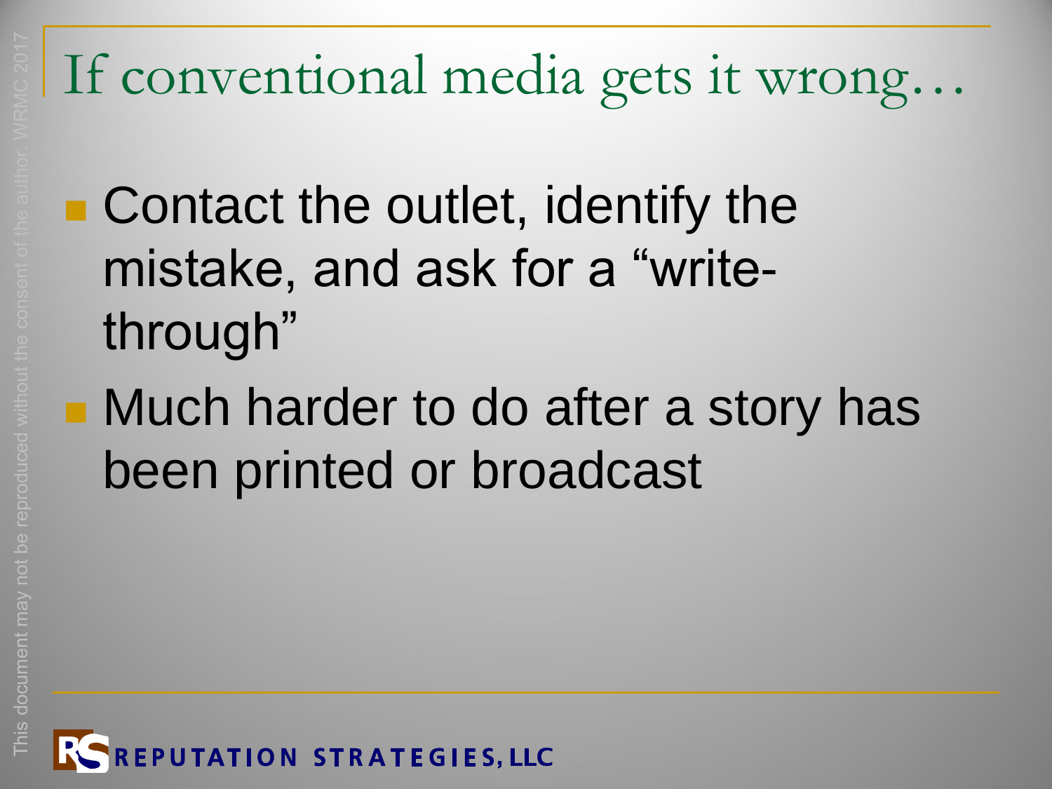# If conventional media gets it wrong…

- Contact the outlet, identify the mistake, and ask for a "write-through"
- Much harder to do after a story has been printed or broadcast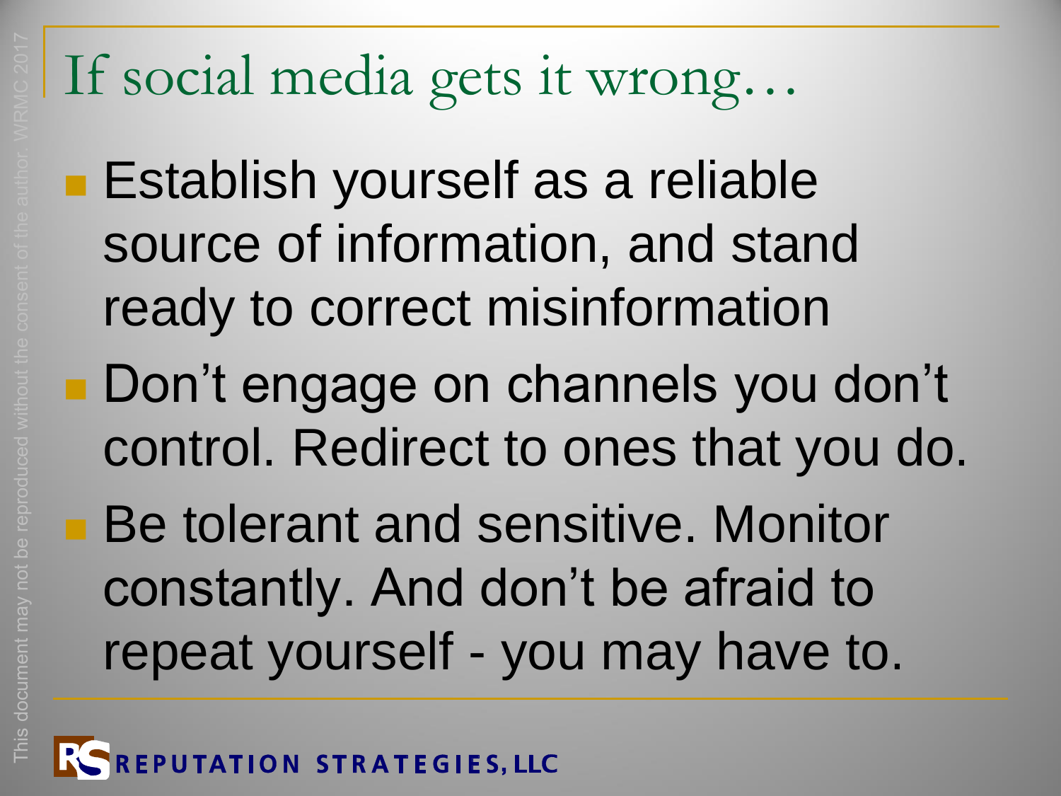# If social media gets it wrong…

- Establish yourself as a reliable source of information, and stand ready to correct misinformation
- Don't engage on channels you don't control. Redirect to ones that you do.
- Be tolerant and sensitive. Monitor constantly. And don't be afraid to repeat yourself - you may have to.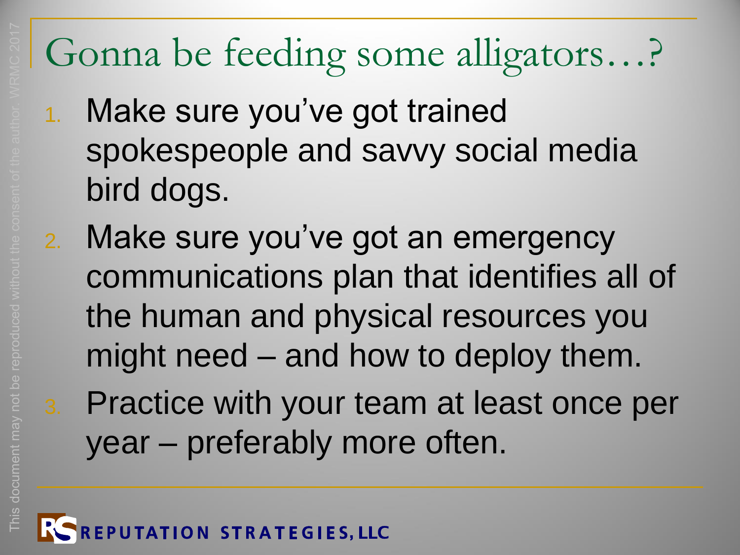# Gonna be feeding some alligators…?

1. Make sure you've got trained spokespeople and savvy social media bird dogs.
2. Make sure you've got an emergency communications plan that identifies all of the human and physical resources you might need – and how to deploy them.
3. Practice with your team at least once per year – preferably more often.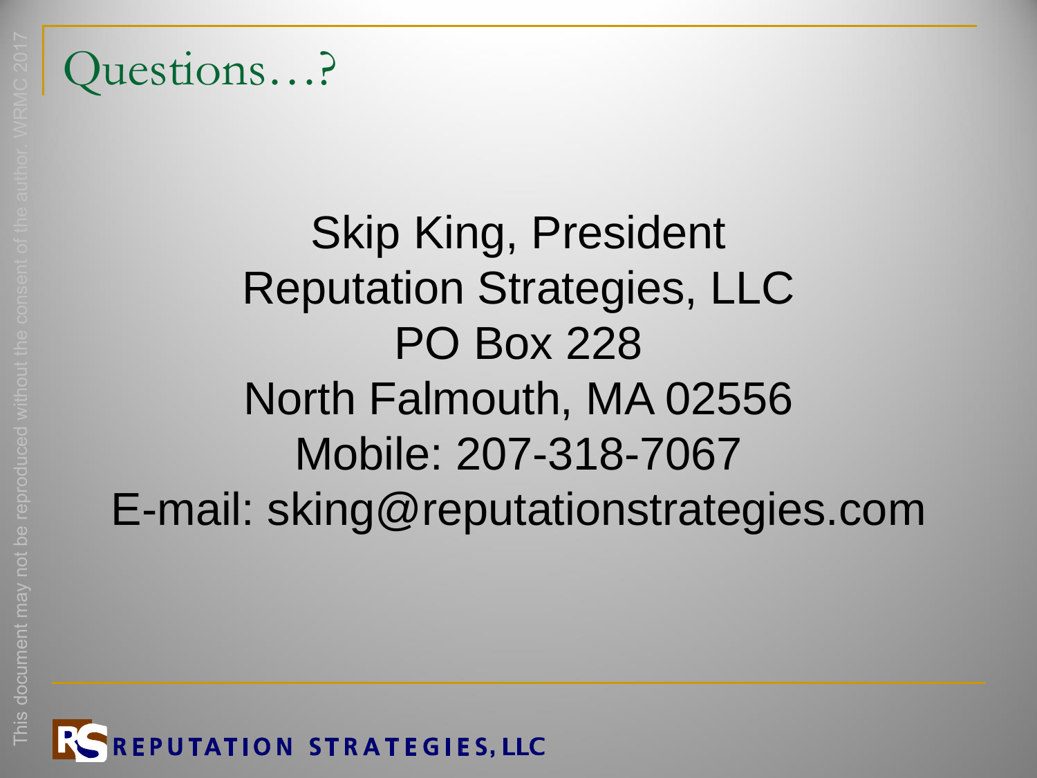# Questions…?

Skip King, President
Reputation Strategies, LLC
PO Box 228
North Falmouth, MA 02556
Mobile: 207-318-7067
E-mail: sking@reputationstrategies.com

REPUTATION STRATEGIES, LLC